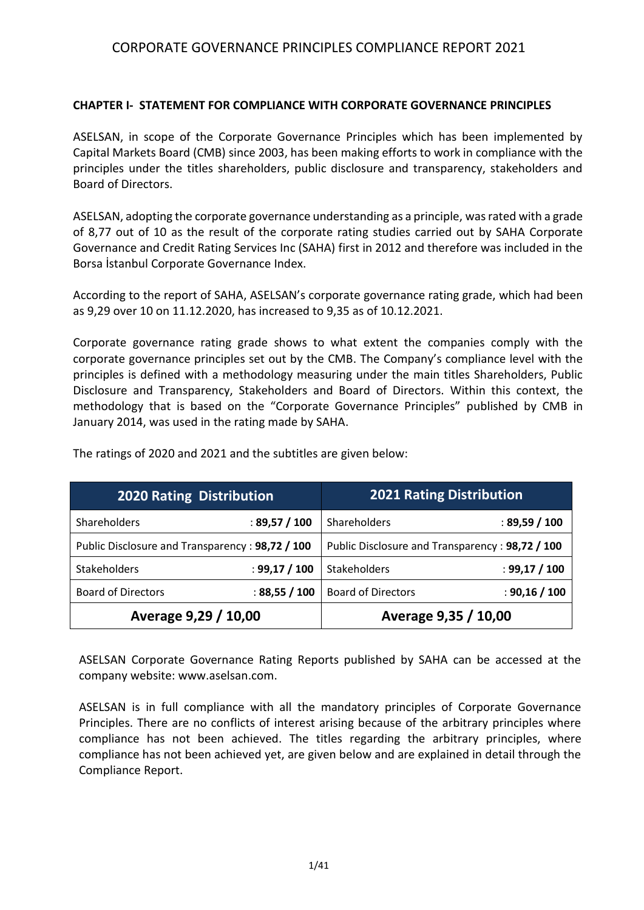# CORPORATE GOVERNANCE PRINCIPLES COMPLIANCE REPORT 2021

## CHAPTER I- STATEMENT FOR COMPLIANCE WITH CORPORATE GOVERNANCE PRINCIPLES

ASELSAN, in scope of the Corporate Governance Principles which has been implemented by Capital Markets Board (CMB) since 2003, has been making efforts to work in compliance with the principles under the titles shareholders, public disclosure and transparency, stakeholders and Board of Directors.

ASELSAN, adopting the corporate governance understanding as a principle, was rated with a grade of 8,77 out of 10 as the result of the corporate rating studies carried out by SAHA Corporate Governance and Credit Rating Services Inc (SAHA) first in 2012 and therefore was included in the Borsa İstanbul Corporate Governance Index.

According to the report of SAHA, ASELSAN's corporate governance rating grade, which had been as 9,29 over 10 on 11.12.2020, has increased to 9,35 as of 10.12.2021.

Corporate governance rating grade shows to what extent the companies comply with the corporate governance principles set out by the CMB. The Company's compliance level with the principles is defined with a methodology measuring under the main titles Shareholders, Public Disclosure and Transparency, Stakeholders and Board of Directors. Within this context, the methodology that is based on the "Corporate Governance Principles" published by CMB in January 2014, was used in the rating made by SAHA.

The ratings of 2020 and 2021 and the subtitles are given below:

| 2020 Rating Distribution | | 2021 Rating Distribution | |
|---|---|---|---|
| Shareholders | : **89,57 / 100** | Shareholders | : **89,59 / 100** |
| Public Disclosure and Transparency | : **98,72 / 100** | Public Disclosure and Transparency | : **98,72 / 100** |
| Stakeholders | : **99,17 / 100** | Stakeholders | : **99,17 / 100** |
| Board of Directors | : **88,55 / 100** | Board of Directors | : **90,16 / 100** |
| **Average 9,29 / 10,00** | | **Average 9,35 / 10,00** | |

ASELSAN Corporate Governance Rating Reports published by SAHA can be accessed at the company website: www.aselsan.com.

ASELSAN is in full compliance with all the mandatory principles of Corporate Governance Principles. There are no conflicts of interest arising because of the arbitrary principles where compliance has not been achieved. The titles regarding the arbitrary principles, where compliance has not been achieved yet, are given below and are explained in detail through the Compliance Report.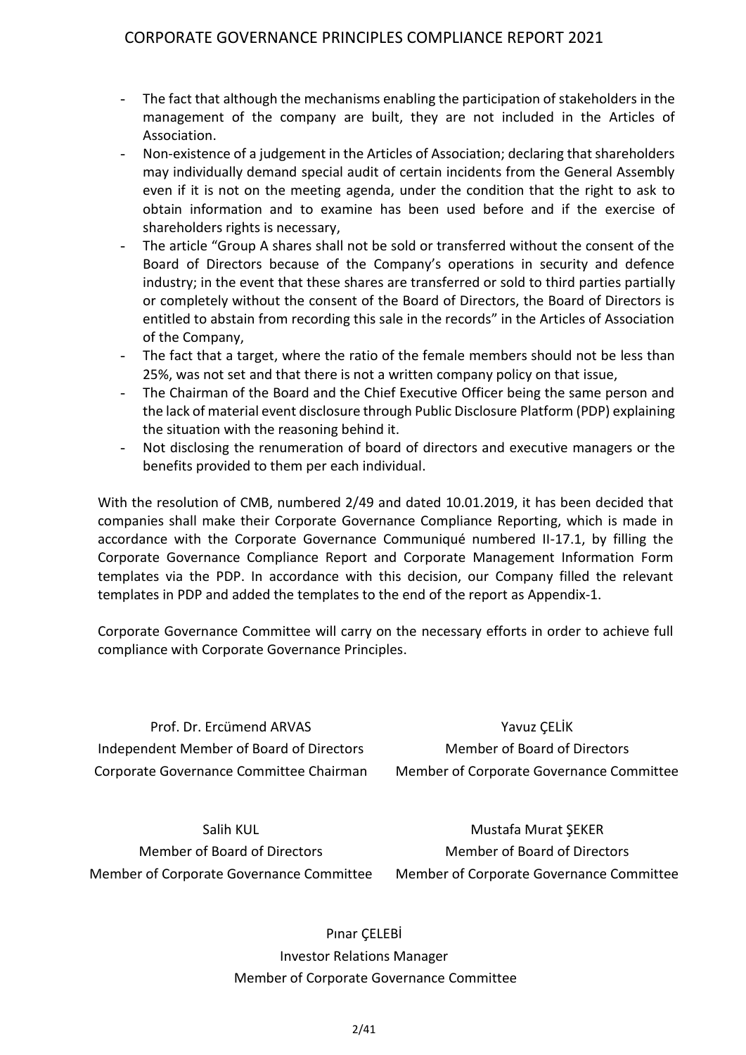- The fact that although the mechanisms enabling the participation of stakeholders in the management of the company are built, they are not included in the Articles of Association.
- Non-existence of a judgement in the Articles of Association; declaring that shareholders may individually demand special audit of certain incidents from the General Assembly even if it is not on the meeting agenda, under the condition that the right to ask to obtain information and to examine has been used before and if the exercise of shareholders rights is necessary,
- The article "Group A shares shall not be sold or transferred without the consent of the Board of Directors because of the Company's operations in security and defence industry; in the event that these shares are transferred or sold to third parties partially or completely without the consent of the Board of Directors, the Board of Directors is entitled to abstain from recording this sale in the records" in the Articles of Association of the Company,
- The fact that a target, where the ratio of the female members should not be less than 25%, was not set and that there is not a written company policy on that issue,
- The Chairman of the Board and the Chief Executive Officer being the same person and the lack of material event disclosure through Public Disclosure Platform (PDP) explaining the situation with the reasoning behind it.
- Not disclosing the renumeration of board of directors and executive managers or the benefits provided to them per each individual.

With the resolution of CMB, numbered 2/49 and dated 10.01.2019, it has been decided that companies shall make their Corporate Governance Compliance Reporting, which is made in accordance with the Corporate Governance Communiqué numbered II-17.1, by filling the Corporate Governance Compliance Report and Corporate Management Information Form templates via the PDP. In accordance with this decision, our Company filled the relevant templates in PDP and added the templates to the end of the report as Appendix-1.

Corporate Governance Committee will carry on the necessary efforts in order to achieve full compliance with Corporate Governance Principles.

Prof. Dr. Ercümend ARVAS
Independent Member of Board of Directors
Corporate Governance Committee Chairman

Yavuz ÇELİK
Member of Board of Directors
Member of Corporate Governance Committee

Salih KUL
Member of Board of Directors
Member of Corporate Governance Committee

Mustafa Murat ŞEKER
Member of Board of Directors
Member of Corporate Governance Committee

Pınar ÇELEBİ
Investor Relations Manager
Member of Corporate Governance Committee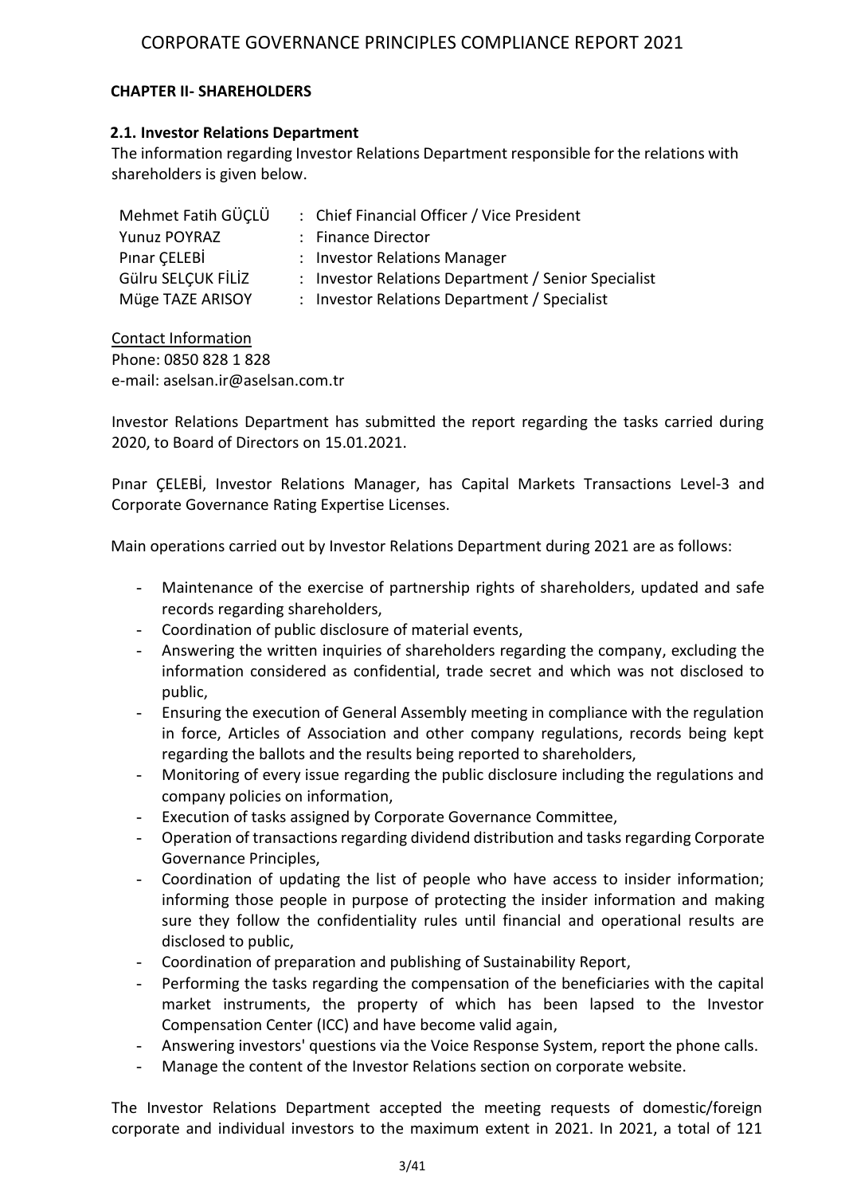## CHAPTER II- SHAREHOLDERS

### 2.1. Investor Relations Department

The information regarding Investor Relations Department responsible for the relations with shareholders is given below.

| | |
|---|---|
| Mehmet Fatih GÜÇLÜ | : Chief Financial Officer / Vice President |
| Yunuz POYRAZ | : Finance Director |
| Pınar ÇELEBİ | : Investor Relations Manager |
| Gülru SELÇUK FİLİZ | : Investor Relations Department / Senior Specialist |
| Müge TAZE ARISOY | : Investor Relations Department / Specialist |

Contact Information
Phone: 0850 828 1 828
e-mail: aselsan.ir@aselsan.com.tr

Investor Relations Department has submitted the report regarding the tasks carried during 2020, to Board of Directors on 15.01.2021.

Pınar ÇELEBİ, Investor Relations Manager, has Capital Markets Transactions Level-3 and Corporate Governance Rating Expertise Licenses.

Main operations carried out by Investor Relations Department during 2021 are as follows:

- Maintenance of the exercise of partnership rights of shareholders, updated and safe records regarding shareholders,
- Coordination of public disclosure of material events,
- Answering the written inquiries of shareholders regarding the company, excluding the information considered as confidential, trade secret and which was not disclosed to public,
- Ensuring the execution of General Assembly meeting in compliance with the regulation in force, Articles of Association and other company regulations, records being kept regarding the ballots and the results being reported to shareholders,
- Monitoring of every issue regarding the public disclosure including the regulations and company policies on information,
- Execution of tasks assigned by Corporate Governance Committee,
- Operation of transactions regarding dividend distribution and tasks regarding Corporate Governance Principles,
- Coordination of updating the list of people who have access to insider information; informing those people in purpose of protecting the insider information and making sure they follow the confidentiality rules until financial and operational results are disclosed to public,
- Coordination of preparation and publishing of Sustainability Report,
- Performing the tasks regarding the compensation of the beneficiaries with the capital market instruments, the property of which has been lapsed to the Investor Compensation Center (ICC) and have become valid again,
- Answering investors' questions via the Voice Response System, report the phone calls.
- Manage the content of the Investor Relations section on corporate website.

The Investor Relations Department accepted the meeting requests of domestic/foreign corporate and individual investors to the maximum extent in 2021. In 2021, a total of 121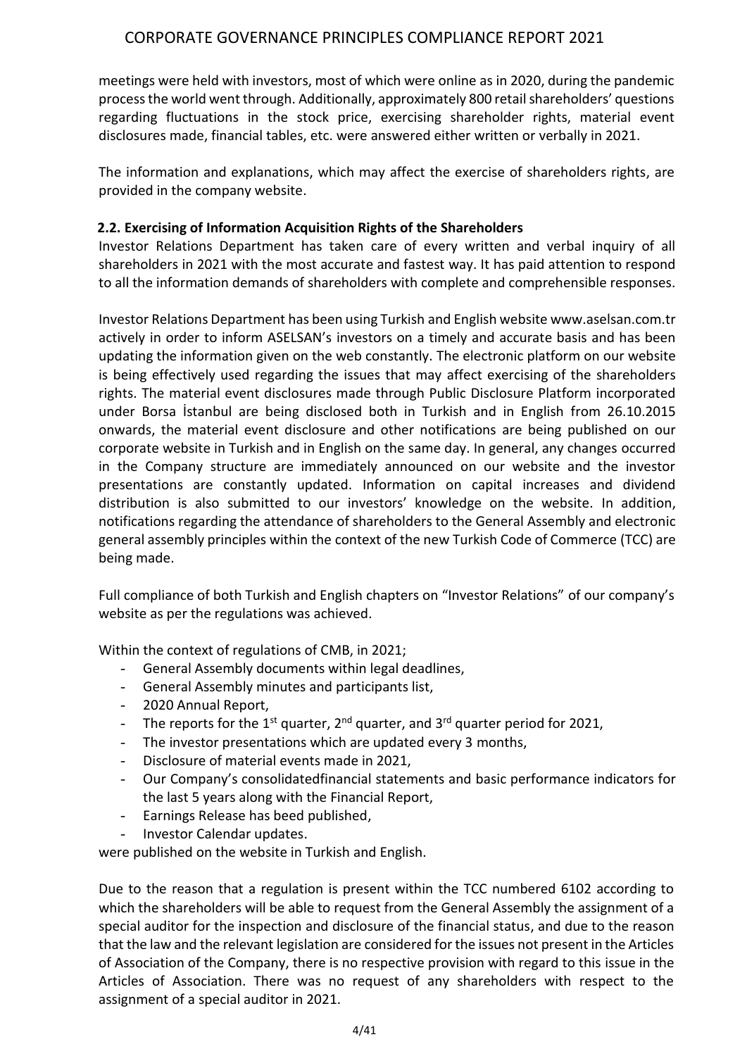meetings were held with investors, most of which were online as in 2020, during the pandemic process the world went through. Additionally, approximately 800 retail shareholders' questions regarding fluctuations in the stock price, exercising shareholder rights, material event disclosures made, financial tables, etc. were answered either written or verbally in 2021.

The information and explanations, which may affect the exercise of shareholders rights, are provided in the company website.

### 2.2. Exercising of Information Acquisition Rights of the Shareholders

Investor Relations Department has taken care of every written and verbal inquiry of all shareholders in 2021 with the most accurate and fastest way. It has paid attention to respond to all the information demands of shareholders with complete and comprehensible responses.

Investor Relations Department has been using Turkish and English website www.aselsan.com.tr actively in order to inform ASELSAN's investors on a timely and accurate basis and has been updating the information given on the web constantly. The electronic platform on our website is being effectively used regarding the issues that may affect exercising of the shareholders rights. The material event disclosures made through Public Disclosure Platform incorporated under Borsa İstanbul are being disclosed both in Turkish and in English from 26.10.2015 onwards, the material event disclosure and other notifications are being published on our corporate website in Turkish and in English on the same day. In general, any changes occurred in the Company structure are immediately announced on our website and the investor presentations are constantly updated. Information on capital increases and dividend distribution is also submitted to our investors' knowledge on the website. In addition, notifications regarding the attendance of shareholders to the General Assembly and electronic general assembly principles within the context of the new Turkish Code of Commerce (TCC) are being made.

Full compliance of both Turkish and English chapters on "Investor Relations" of our company's website as per the regulations was achieved.

Within the context of regulations of CMB, in 2021;

- General Assembly documents within legal deadlines,
- General Assembly minutes and participants list,
- 2020 Annual Report,
- The reports for the 1st quarter, 2nd quarter, and 3rd quarter period for 2021,
- The investor presentations which are updated every 3 months,
- Disclosure of material events made in 2021,
- Our Company's consolidatedfinancial statements and basic performance indicators for the last 5 years along with the Financial Report,
- Earnings Release has beed published,
- Investor Calendar updates.

were published on the website in Turkish and English.

Due to the reason that a regulation is present within the TCC numbered 6102 according to which the shareholders will be able to request from the General Assembly the assignment of a special auditor for the inspection and disclosure of the financial status, and due to the reason that the law and the relevant legislation are considered for the issues not present in the Articles of Association of the Company, there is no respective provision with regard to this issue in the Articles of Association. There was no request of any shareholders with respect to the assignment of a special auditor in 2021.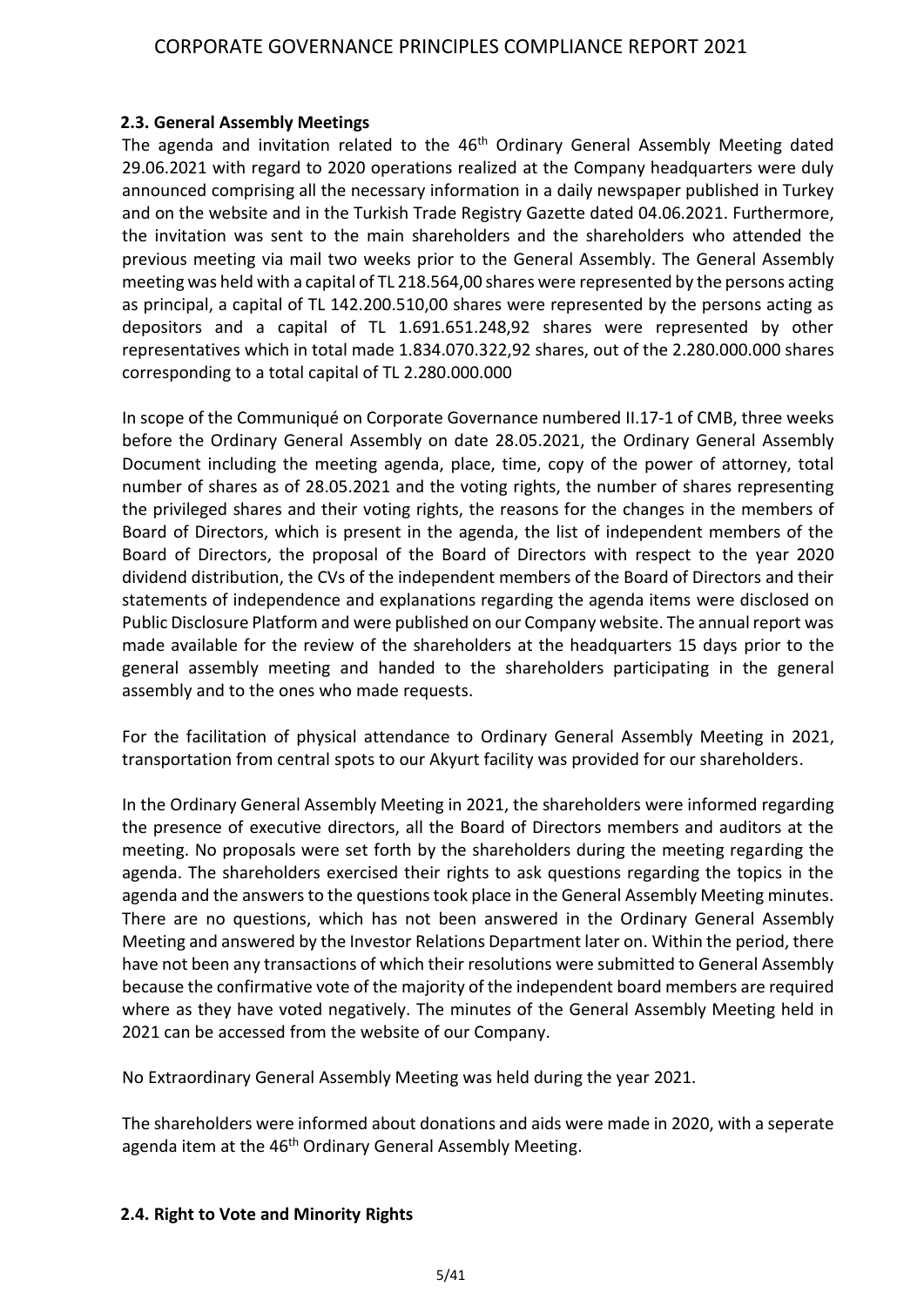### 2.3. General Assembly Meetings

The agenda and invitation related to the 46th Ordinary General Assembly Meeting dated 29.06.2021 with regard to 2020 operations realized at the Company headquarters were duly announced comprising all the necessary information in a daily newspaper published in Turkey and on the website and in the Turkish Trade Registry Gazette dated 04.06.2021. Furthermore, the invitation was sent to the main shareholders and the shareholders who attended the previous meeting via mail two weeks prior to the General Assembly. The General Assembly meeting was held with a capital of TL 218.564,00 shares were represented by the persons acting as principal, a capital of TL 142.200.510,00 shares were represented by the persons acting as depositors and a capital of TL 1.691.651.248,92 shares were represented by other representatives which in total made 1.834.070.322,92 shares, out of the 2.280.000.000 shares corresponding to a total capital of TL 2.280.000.000

In scope of the Communiqué on Corporate Governance numbered II.17-1 of CMB, three weeks before the Ordinary General Assembly on date 28.05.2021, the Ordinary General Assembly Document including the meeting agenda, place, time, copy of the power of attorney, total number of shares as of 28.05.2021 and the voting rights, the number of shares representing the privileged shares and their voting rights, the reasons for the changes in the members of Board of Directors, which is present in the agenda, the list of independent members of the Board of Directors, the proposal of the Board of Directors with respect to the year 2020 dividend distribution, the CVs of the independent members of the Board of Directors and their statements of independence and explanations regarding the agenda items were disclosed on Public Disclosure Platform and were published on our Company website. The annual report was made available for the review of the shareholders at the headquarters 15 days prior to the general assembly meeting and handed to the shareholders participating in the general assembly and to the ones who made requests.

For the facilitation of physical attendance to Ordinary General Assembly Meeting in 2021, transportation from central spots to our Akyurt facility was provided for our shareholders.

In the Ordinary General Assembly Meeting in 2021, the shareholders were informed regarding the presence of executive directors, all the Board of Directors members and auditors at the meeting. No proposals were set forth by the shareholders during the meeting regarding the agenda. The shareholders exercised their rights to ask questions regarding the topics in the agenda and the answers to the questions took place in the General Assembly Meeting minutes. There are no questions, which has not been answered in the Ordinary General Assembly Meeting and answered by the Investor Relations Department later on. Within the period, there have not been any transactions of which their resolutions were submitted to General Assembly because the confirmative vote of the majority of the independent board members are required where as they have voted negatively. The minutes of the General Assembly Meeting held in 2021 can be accessed from the website of our Company.

No Extraordinary General Assembly Meeting was held during the year 2021.

The shareholders were informed about donations and aids were made in 2020, with a seperate agenda item at the 46th Ordinary General Assembly Meeting.

### 2.4. Right to Vote and Minority Rights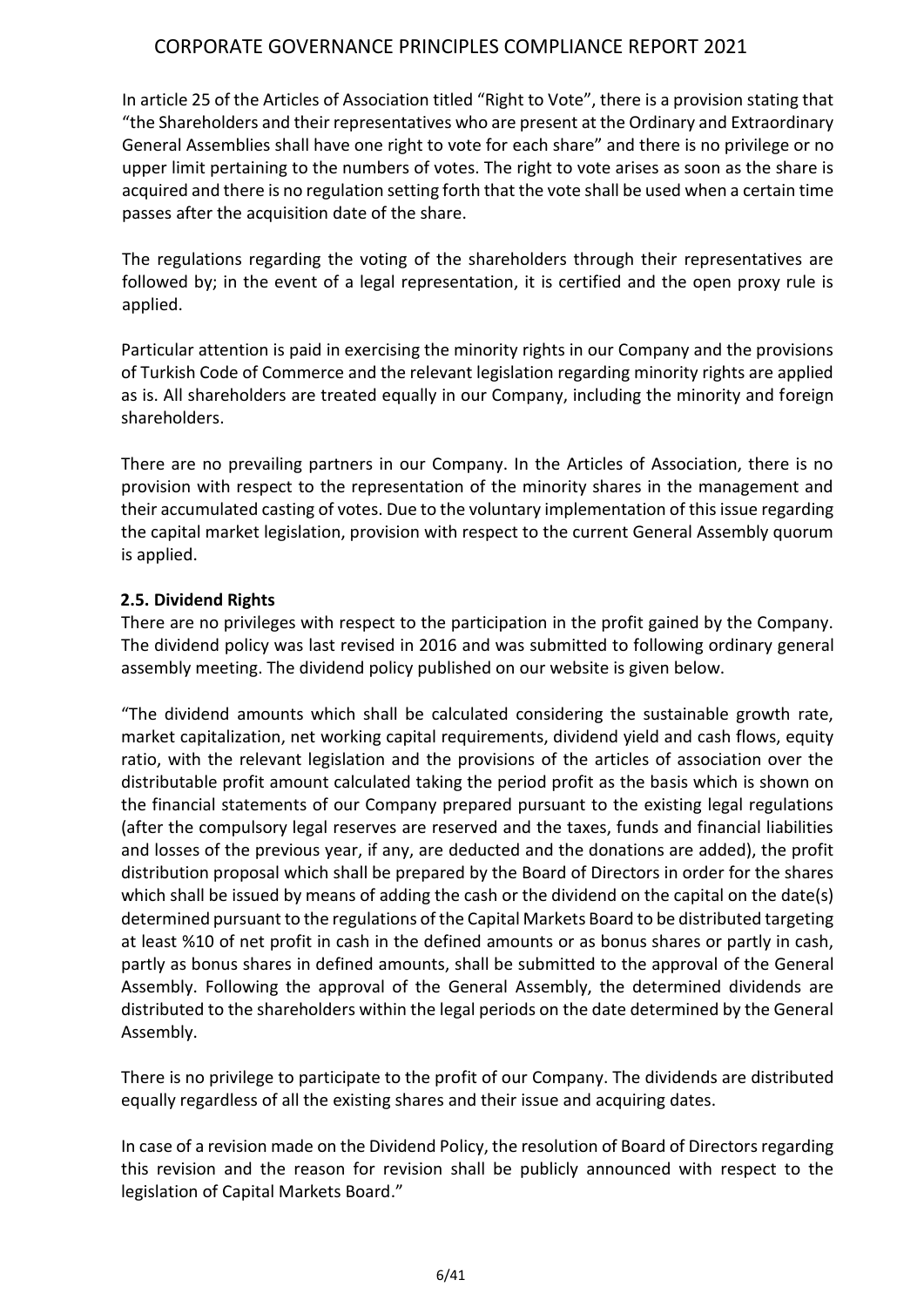In article 25 of the Articles of Association titled "Right to Vote", there is a provision stating that "the Shareholders and their representatives who are present at the Ordinary and Extraordinary General Assemblies shall have one right to vote for each share" and there is no privilege or no upper limit pertaining to the numbers of votes. The right to vote arises as soon as the share is acquired and there is no regulation setting forth that the vote shall be used when a certain time passes after the acquisition date of the share.

The regulations regarding the voting of the shareholders through their representatives are followed by; in the event of a legal representation, it is certified and the open proxy rule is applied.

Particular attention is paid in exercising the minority rights in our Company and the provisions of Turkish Code of Commerce and the relevant legislation regarding minority rights are applied as is. All shareholders are treated equally in our Company, including the minority and foreign shareholders.

There are no prevailing partners in our Company. In the Articles of Association, there is no provision with respect to the representation of the minority shares in the management and their accumulated casting of votes. Due to the voluntary implementation of this issue regarding the capital market legislation, provision with respect to the current General Assembly quorum is applied.

### 2.5. Dividend Rights

There are no privileges with respect to the participation in the profit gained by the Company. The dividend policy was last revised in 2016 and was submitted to following ordinary general assembly meeting. The dividend policy published on our website is given below.

"The dividend amounts which shall be calculated considering the sustainable growth rate, market capitalization, net working capital requirements, dividend yield and cash flows, equity ratio, with the relevant legislation and the provisions of the articles of association over the distributable profit amount calculated taking the period profit as the basis which is shown on the financial statements of our Company prepared pursuant to the existing legal regulations (after the compulsory legal reserves are reserved and the taxes, funds and financial liabilities and losses of the previous year, if any, are deducted and the donations are added), the profit distribution proposal which shall be prepared by the Board of Directors in order for the shares which shall be issued by means of adding the cash or the dividend on the capital on the date(s) determined pursuant to the regulations of the Capital Markets Board to be distributed targeting at least %10 of net profit in cash in the defined amounts or as bonus shares or partly in cash, partly as bonus shares in defined amounts, shall be submitted to the approval of the General Assembly. Following the approval of the General Assembly, the determined dividends are distributed to the shareholders within the legal periods on the date determined by the General Assembly.

There is no privilege to participate to the profit of our Company. The dividends are distributed equally regardless of all the existing shares and their issue and acquiring dates.

In case of a revision made on the Dividend Policy, the resolution of Board of Directors regarding this revision and the reason for revision shall be publicly announced with respect to the legislation of Capital Markets Board."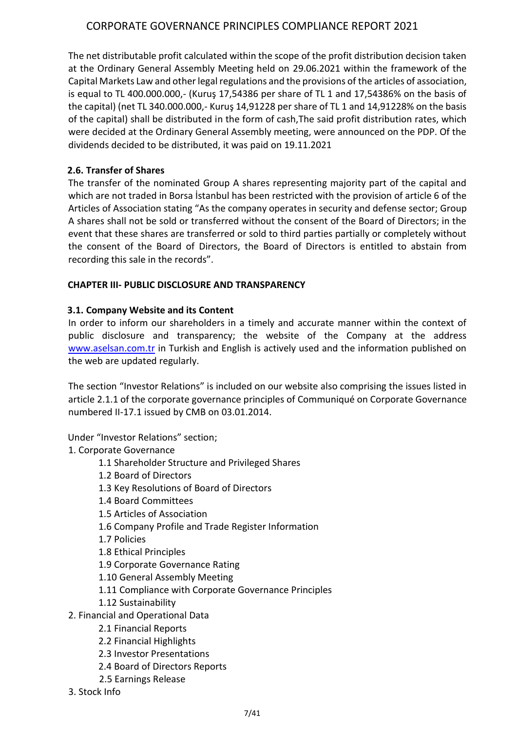The net distributable profit calculated within the scope of the profit distribution decision taken at the Ordinary General Assembly Meeting held on 29.06.2021 within the framework of the Capital Markets Law and other legal regulations and the provisions of the articles of association, is equal to TL 400.000.000,- (Kuruş 17,54386 per share of TL 1 and 17,54386% on the basis of the capital) (net TL 340.000.000,- Kuruş 14,91228 per share of TL 1 and 14,91228% on the basis of the capital) shall be distributed in the form of cash,The said profit distribution rates, which were decided at the Ordinary General Assembly meeting, were announced on the PDP. Of the dividends decided to be distributed, it was paid on 19.11.2021

### 2.6. Transfer of Shares

The transfer of the nominated Group A shares representing majority part of the capital and which are not traded in Borsa İstanbul has been restricted with the provision of article 6 of the Articles of Association stating "As the company operates in security and defense sector; Group A shares shall not be sold or transferred without the consent of the Board of Directors; in the event that these shares are transferred or sold to third parties partially or completely without the consent of the Board of Directors, the Board of Directors is entitled to abstain from recording this sale in the records".

## CHAPTER III- PUBLIC DISCLOSURE AND TRANSPARENCY

### 3.1. Company Website and its Content

In order to inform our shareholders in a timely and accurate manner within the context of public disclosure and transparency; the website of the Company at the address www.aselsan.com.tr in Turkish and English is actively used and the information published on the web are updated regularly.

The section "Investor Relations" is included on our website also comprising the issues listed in article 2.1.1 of the corporate governance principles of Communiqué on Corporate Governance numbered II-17.1 issued by CMB on 03.01.2014.

Under "Investor Relations" section;

1. Corporate Governance
   - 1.1 Shareholder Structure and Privileged Shares
   - 1.2 Board of Directors
   - 1.3 Key Resolutions of Board of Directors
   - 1.4 Board Committees
   - 1.5 Articles of Association
   - 1.6 Company Profile and Trade Register Information
   - 1.7 Policies
   - 1.8 Ethical Principles
   - 1.9 Corporate Governance Rating
   - 1.10 General Assembly Meeting
   - 1.11 Compliance with Corporate Governance Principles
   - 1.12 Sustainability
2. Financial and Operational Data
   - 2.1 Financial Reports
   - 2.2 Financial Highlights
   - 2.3 Investor Presentations
   - 2.4 Board of Directors Reports
   - 2.5 Earnings Release
3. Stock Info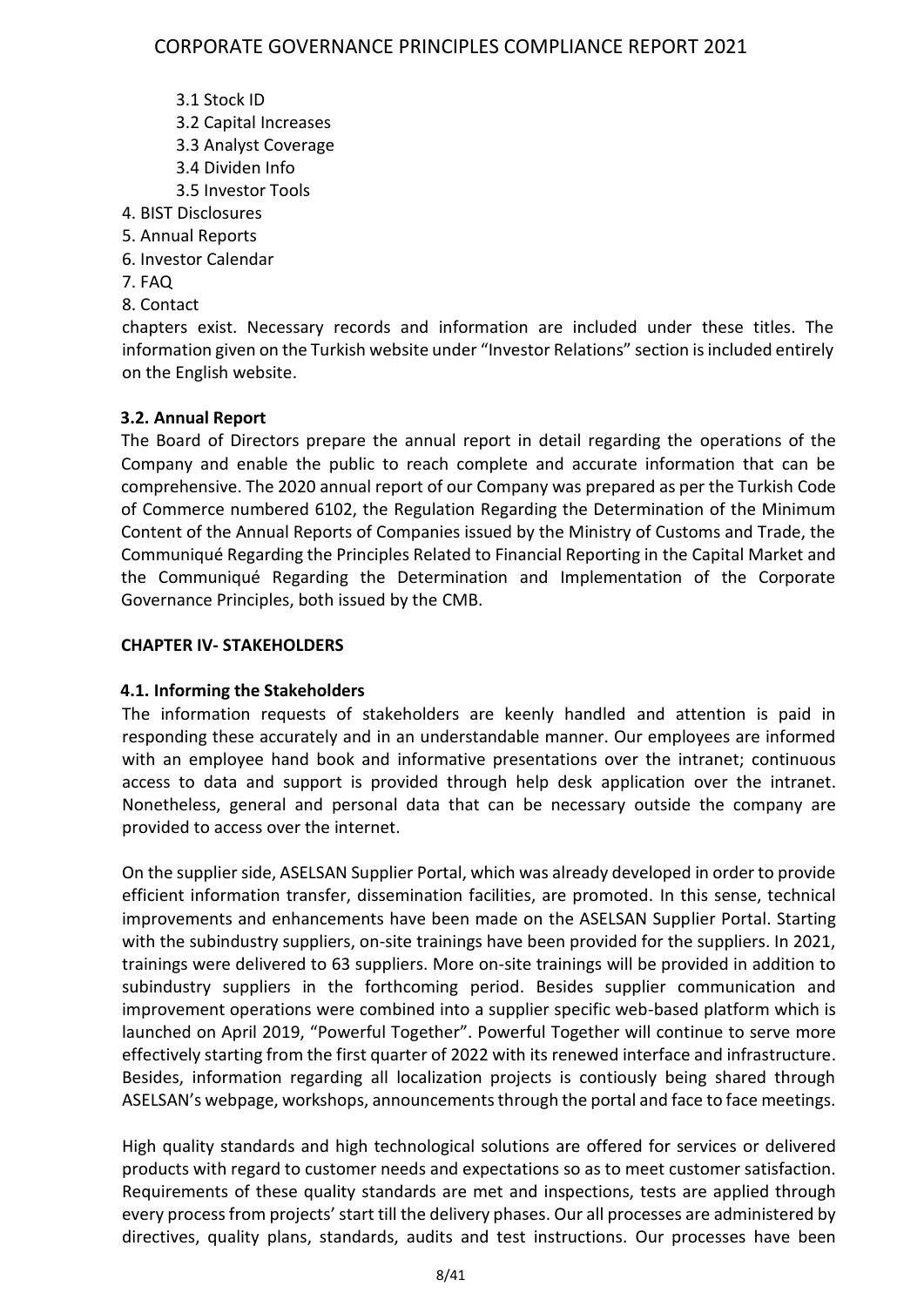3.1 Stock ID
   3.2 Capital Increases
   3.3 Analyst Coverage
   3.4 Dividen Info
   3.5 Investor Tools

4. BIST Disclosures
5. Annual Reports
6. Investor Calendar
7. FAQ
8. Contact

chapters exist. Necessary records and information are included under these titles. The information given on the Turkish website under "Investor Relations" section is included entirely on the English website.

### 3.2. Annual Report

The Board of Directors prepare the annual report in detail regarding the operations of the Company and enable the public to reach complete and accurate information that can be comprehensive. The 2020 annual report of our Company was prepared as per the Turkish Code of Commerce numbered 6102, the Regulation Regarding the Determination of the Minimum Content of the Annual Reports of Companies issued by the Ministry of Customs and Trade, the Communiqué Regarding the Principles Related to Financial Reporting in the Capital Market and the Communiqué Regarding the Determination and Implementation of the Corporate Governance Principles, both issued by the CMB.

## CHAPTER IV- STAKEHOLDERS

### 4.1. Informing the Stakeholders

The information requests of stakeholders are keenly handled and attention is paid in responding these accurately and in an understandable manner. Our employees are informed with an employee hand book and informative presentations over the intranet; continuous access to data and support is provided through help desk application over the intranet. Nonetheless, general and personal data that can be necessary outside the company are provided to access over the internet.

On the supplier side, ASELSAN Supplier Portal, which was already developed in order to provide efficient information transfer, dissemination facilities, are promoted. In this sense, technical improvements and enhancements have been made on the ASELSAN Supplier Portal. Starting with the subindustry suppliers, on-site trainings have been provided for the suppliers. In 2021, trainings were delivered to 63 suppliers. More on-site trainings will be provided in addition to subindustry suppliers in the forthcoming period. Besides supplier communication and improvement operations were combined into a supplier specific web-based platform which is launched on April 2019, "Powerful Together". Powerful Together will continue to serve more effectively starting from the first quarter of 2022 with its renewed interface and infrastructure. Besides, information regarding all localization projects is contiously being shared through ASELSAN's webpage, workshops, announcements through the portal and face to face meetings.

High quality standards and high technological solutions are offered for services or delivered products with regard to customer needs and expectations so as to meet customer satisfaction. Requirements of these quality standards are met and inspections, tests are applied through every process from projects' start till the delivery phases. Our all processes are administered by directives, quality plans, standards, audits and test instructions. Our processes have been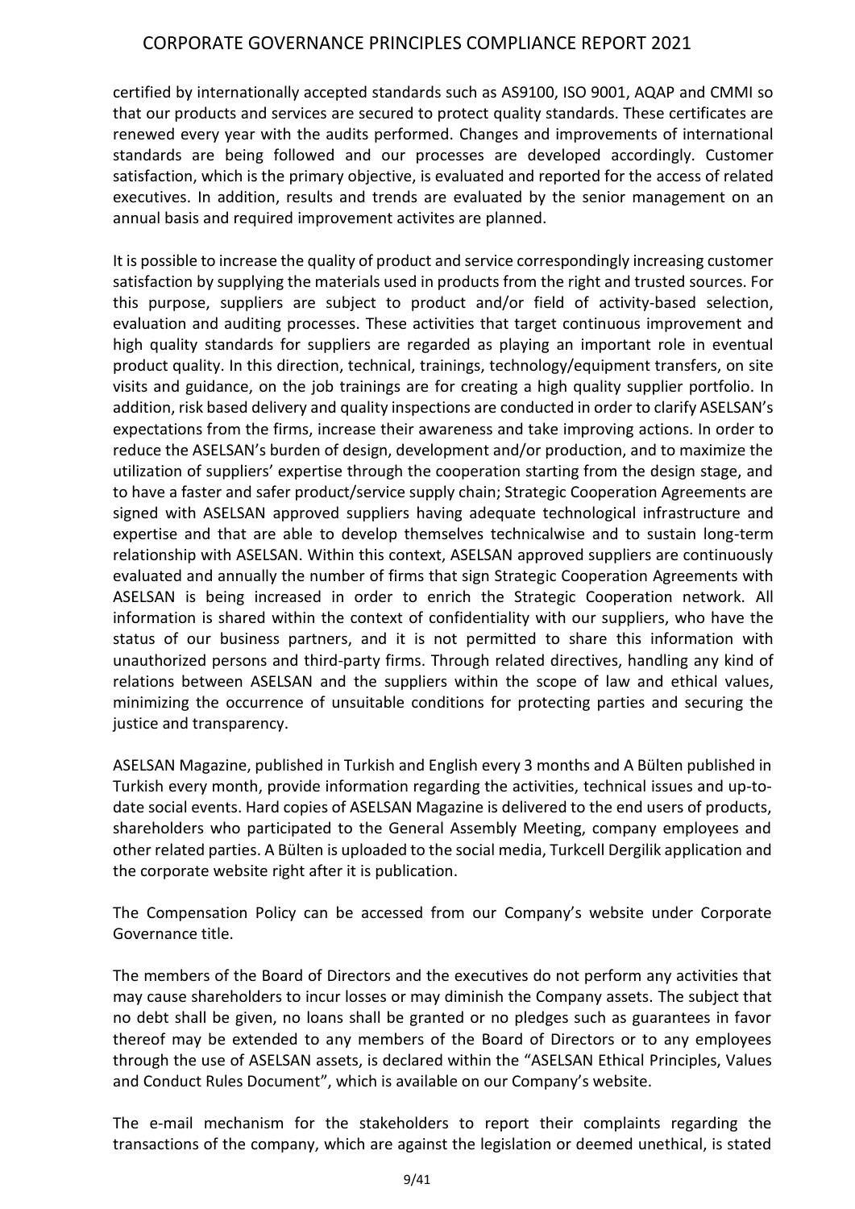certified by internationally accepted standards such as AS9100, ISO 9001, AQAP and CMMI so that our products and services are secured to protect quality standards. These certificates are renewed every year with the audits performed. Changes and improvements of international standards are being followed and our processes are developed accordingly. Customer satisfaction, which is the primary objective, is evaluated and reported for the access of related executives. In addition, results and trends are evaluated by the senior management on an annual basis and required improvement activites are planned.

It is possible to increase the quality of product and service correspondingly increasing customer satisfaction by supplying the materials used in products from the right and trusted sources. For this purpose, suppliers are subject to product and/or field of activity-based selection, evaluation and auditing processes. These activities that target continuous improvement and high quality standards for suppliers are regarded as playing an important role in eventual product quality. In this direction, technical, trainings, technology/equipment transfers, on site visits and guidance, on the job trainings are for creating a high quality supplier portfolio. In addition, risk based delivery and quality inspections are conducted in order to clarify ASELSAN's expectations from the firms, increase their awareness and take improving actions. In order to reduce the ASELSAN's burden of design, development and/or production, and to maximize the utilization of suppliers' expertise through the cooperation starting from the design stage, and to have a faster and safer product/service supply chain; Strategic Cooperation Agreements are signed with ASELSAN approved suppliers having adequate technological infrastructure and expertise and that are able to develop themselves technicalwise and to sustain long-term relationship with ASELSAN. Within this context, ASELSAN approved suppliers are continuously evaluated and annually the number of firms that sign Strategic Cooperation Agreements with ASELSAN is being increased in order to enrich the Strategic Cooperation network. All information is shared within the context of confidentiality with our suppliers, who have the status of our business partners, and it is not permitted to share this information with unauthorized persons and third-party firms. Through related directives, handling any kind of relations between ASELSAN and the suppliers within the scope of law and ethical values, minimizing the occurrence of unsuitable conditions for protecting parties and securing the justice and transparency.

ASELSAN Magazine, published in Turkish and English every 3 months and A Bülten published in Turkish every month, provide information regarding the activities, technical issues and up-to-date social events. Hard copies of ASELSAN Magazine is delivered to the end users of products, shareholders who participated to the General Assembly Meeting, company employees and other related parties. A Bülten is uploaded to the social media, Turkcell Dergilik application and the corporate website right after it is publication.

The Compensation Policy can be accessed from our Company's website under Corporate Governance title.

The members of the Board of Directors and the executives do not perform any activities that may cause shareholders to incur losses or may diminish the Company assets. The subject that no debt shall be given, no loans shall be granted or no pledges such as guarantees in favor thereof may be extended to any members of the Board of Directors or to any employees through the use of ASELSAN assets, is declared within the "ASELSAN Ethical Principles, Values and Conduct Rules Document", which is available on our Company's website.

The e-mail mechanism for the stakeholders to report their complaints regarding the transactions of the company, which are against the legislation or deemed unethical, is stated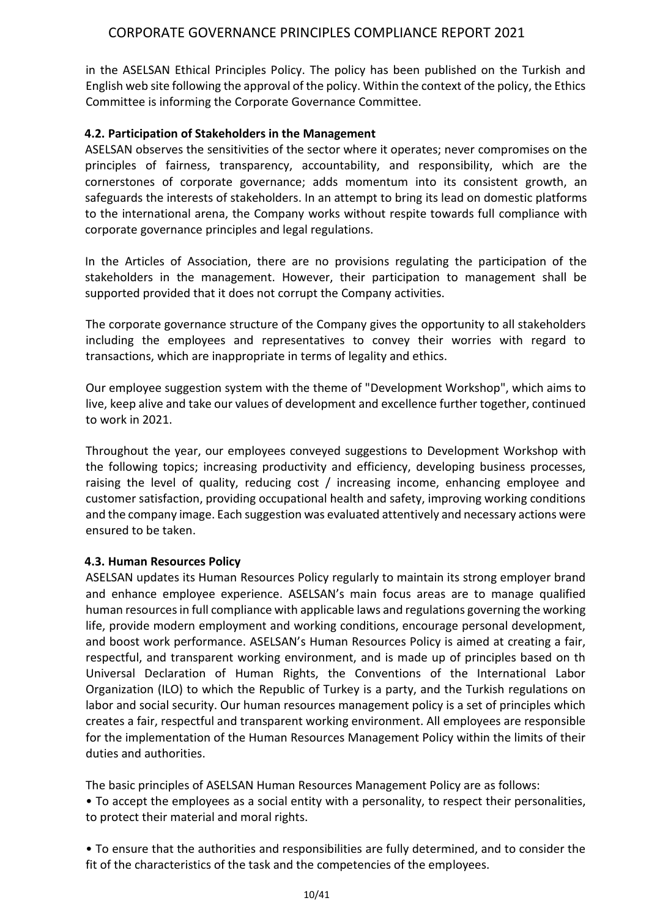in the ASELSAN Ethical Principles Policy. The policy has been published on the Turkish and English web site following the approval of the policy. Within the context of the policy, the Ethics Committee is informing the Corporate Governance Committee.

### 4.2. Participation of Stakeholders in the Management

ASELSAN observes the sensitivities of the sector where it operates; never compromises on the principles of fairness, transparency, accountability, and responsibility, which are the cornerstones of corporate governance; adds momentum into its consistent growth, an safeguards the interests of stakeholders. In an attempt to bring its lead on domestic platforms to the international arena, the Company works without respite towards full compliance with corporate governance principles and legal regulations.

In the Articles of Association, there are no provisions regulating the participation of the stakeholders in the management. However, their participation to management shall be supported provided that it does not corrupt the Company activities.

The corporate governance structure of the Company gives the opportunity to all stakeholders including the employees and representatives to convey their worries with regard to transactions, which are inappropriate in terms of legality and ethics.

Our employee suggestion system with the theme of "Development Workshop", which aims to live, keep alive and take our values of development and excellence further together, continued to work in 2021.

Throughout the year, our employees conveyed suggestions to Development Workshop with the following topics; increasing productivity and efficiency, developing business processes, raising the level of quality, reducing cost / increasing income, enhancing employee and customer satisfaction, providing occupational health and safety, improving working conditions and the company image. Each suggestion was evaluated attentively and necessary actions were ensured to be taken.

### 4.3. Human Resources Policy

ASELSAN updates its Human Resources Policy regularly to maintain its strong employer brand and enhance employee experience. ASELSAN's main focus areas are to manage qualified human resources in full compliance with applicable laws and regulations governing the working life, provide modern employment and working conditions, encourage personal development, and boost work performance. ASELSAN's Human Resources Policy is aimed at creating a fair, respectful, and transparent working environment, and is made up of principles based on th Universal Declaration of Human Rights, the Conventions of the International Labor Organization (ILO) to which the Republic of Turkey is a party, and the Turkish regulations on labor and social security. Our human resources management policy is a set of principles which creates a fair, respectful and transparent working environment. All employees are responsible for the implementation of the Human Resources Management Policy within the limits of their duties and authorities.

The basic principles of ASELSAN Human Resources Management Policy are as follows:

- To accept the employees as a social entity with a personality, to respect their personalities, to protect their material and moral rights.

- To ensure that the authorities and responsibilities are fully determined, and to consider the fit of the characteristics of the task and the competencies of the employees.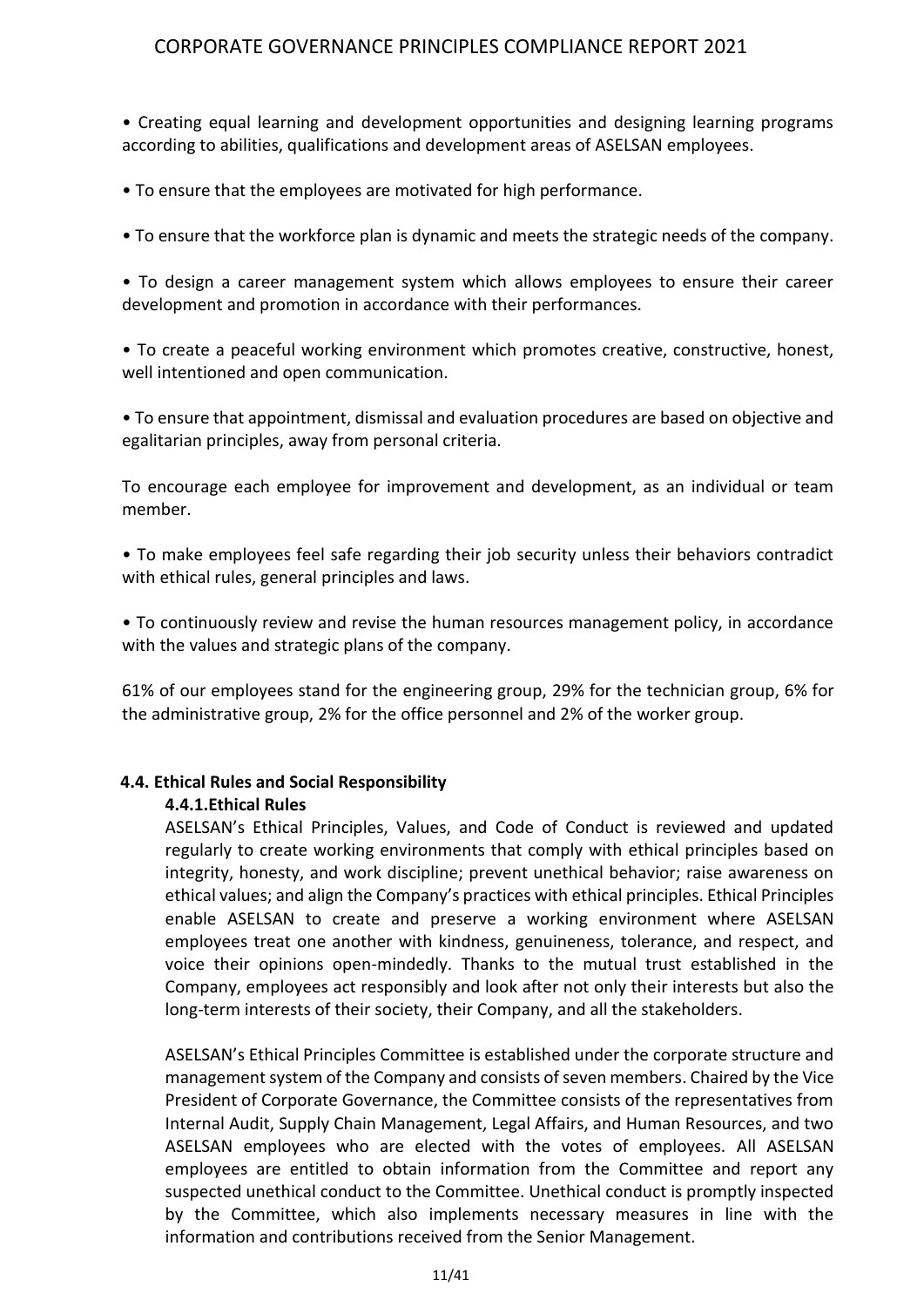- Creating equal learning and development opportunities and designing learning programs according to abilities, qualifications and development areas of ASELSAN employees.

- To ensure that the employees are motivated for high performance.

- To ensure that the workforce plan is dynamic and meets the strategic needs of the company.

- To design a career management system which allows employees to ensure their career development and promotion in accordance with their performances.

- To create a peaceful working environment which promotes creative, constructive, honest, well intentioned and open communication.

- To ensure that appointment, dismissal and evaluation procedures are based on objective and egalitarian principles, away from personal criteria.

To encourage each employee for improvement and development, as an individual or team member.

- To make employees feel safe regarding their job security unless their behaviors contradict with ethical rules, general principles and laws.

- To continuously review and revise the human resources management policy, in accordance with the values and strategic plans of the company.

61% of our employees stand for the engineering group, 29% for the technician group, 6% for the administrative group, 2% for the office personnel and 2% of the worker group.

### 4.4. Ethical Rules and Social Responsibility

#### 4.4.1. Ethical Rules

ASELSAN's Ethical Principles, Values, and Code of Conduct is reviewed and updated regularly to create working environments that comply with ethical principles based on integrity, honesty, and work discipline; prevent unethical behavior; raise awareness on ethical values; and align the Company's practices with ethical principles. Ethical Principles enable ASELSAN to create and preserve a working environment where ASELSAN employees treat one another with kindness, genuineness, tolerance, and respect, and voice their opinions open-mindedly. Thanks to the mutual trust established in the Company, employees act responsibly and look after not only their interests but also the long-term interests of their society, their Company, and all the stakeholders.

ASELSAN's Ethical Principles Committee is established under the corporate structure and management system of the Company and consists of seven members. Chaired by the Vice President of Corporate Governance, the Committee consists of the representatives from Internal Audit, Supply Chain Management, Legal Affairs, and Human Resources, and two ASELSAN employees who are elected with the votes of employees. All ASELSAN employees are entitled to obtain information from the Committee and report any suspected unethical conduct to the Committee. Unethical conduct is promptly inspected by the Committee, which also implements necessary measures in line with the information and contributions received from the Senior Management.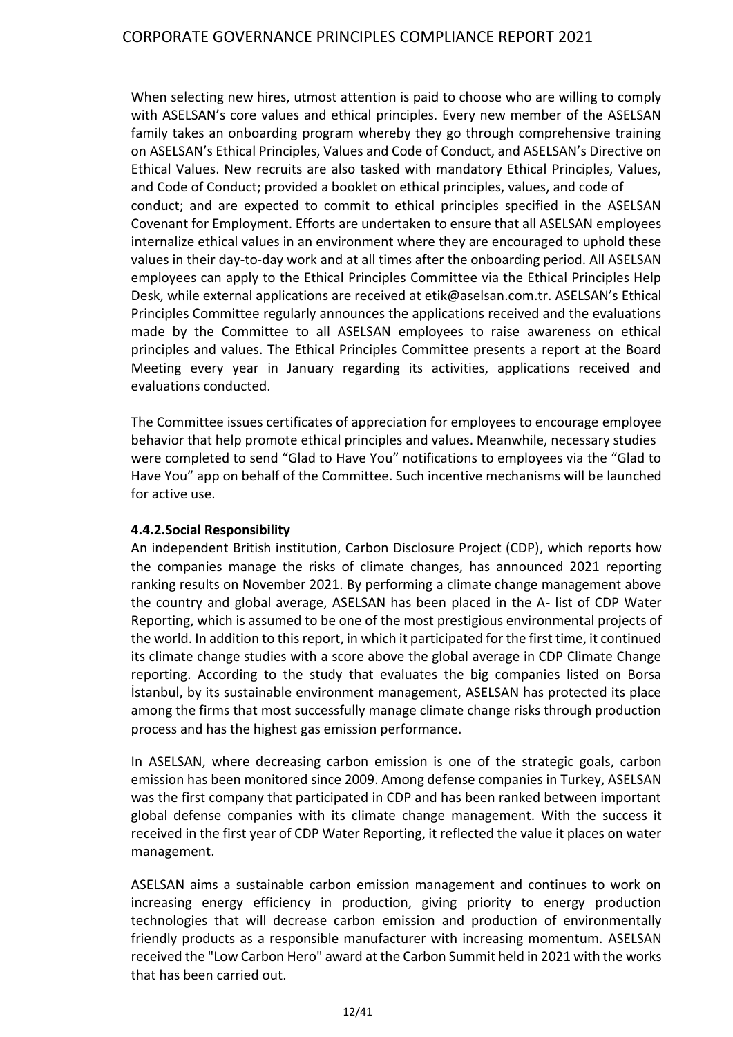When selecting new hires, utmost attention is paid to choose who are willing to comply with ASELSAN's core values and ethical principles. Every new member of the ASELSAN family takes an onboarding program whereby they go through comprehensive training on ASELSAN's Ethical Principles, Values and Code of Conduct, and ASELSAN's Directive on Ethical Values. New recruits are also tasked with mandatory Ethical Principles, Values, and Code of Conduct; provided a booklet on ethical principles, values, and code of conduct; and are expected to commit to ethical principles specified in the ASELSAN Covenant for Employment. Efforts are undertaken to ensure that all ASELSAN employees internalize ethical values in an environment where they are encouraged to uphold these values in their day-to-day work and at all times after the onboarding period. All ASELSAN employees can apply to the Ethical Principles Committee via the Ethical Principles Help Desk, while external applications are received at etik@aselsan.com.tr. ASELSAN's Ethical Principles Committee regularly announces the applications received and the evaluations made by the Committee to all ASELSAN employees to raise awareness on ethical principles and values. The Ethical Principles Committee presents a report at the Board Meeting every year in January regarding its activities, applications received and evaluations conducted.

The Committee issues certificates of appreciation for employees to encourage employee behavior that help promote ethical principles and values. Meanwhile, necessary studies were completed to send "Glad to Have You" notifications to employees via the "Glad to Have You" app on behalf of the Committee. Such incentive mechanisms will be launched for active use.

#### 4.4.2.Social Responsibility

An independent British institution, Carbon Disclosure Project (CDP), which reports how the companies manage the risks of climate changes, has announced 2021 reporting ranking results on November 2021. By performing a climate change management above the country and global average, ASELSAN has been placed in the A- list of CDP Water Reporting, which is assumed to be one of the most prestigious environmental projects of the world. In addition to this report, in which it participated for the first time, it continued its climate change studies with a score above the global average in CDP Climate Change reporting. According to the study that evaluates the big companies listed on Borsa İstanbul, by its sustainable environment management, ASELSAN has protected its place among the firms that most successfully manage climate change risks through production process and has the highest gas emission performance.

In ASELSAN, where decreasing carbon emission is one of the strategic goals, carbon emission has been monitored since 2009. Among defense companies in Turkey, ASELSAN was the first company that participated in CDP and has been ranked between important global defense companies with its climate change management. With the success it received in the first year of CDP Water Reporting, it reflected the value it places on water management.

ASELSAN aims a sustainable carbon emission management and continues to work on increasing energy efficiency in production, giving priority to energy production technologies that will decrease carbon emission and production of environmentally friendly products as a responsible manufacturer with increasing momentum. ASELSAN received the "Low Carbon Hero" award at the Carbon Summit held in 2021 with the works that has been carried out.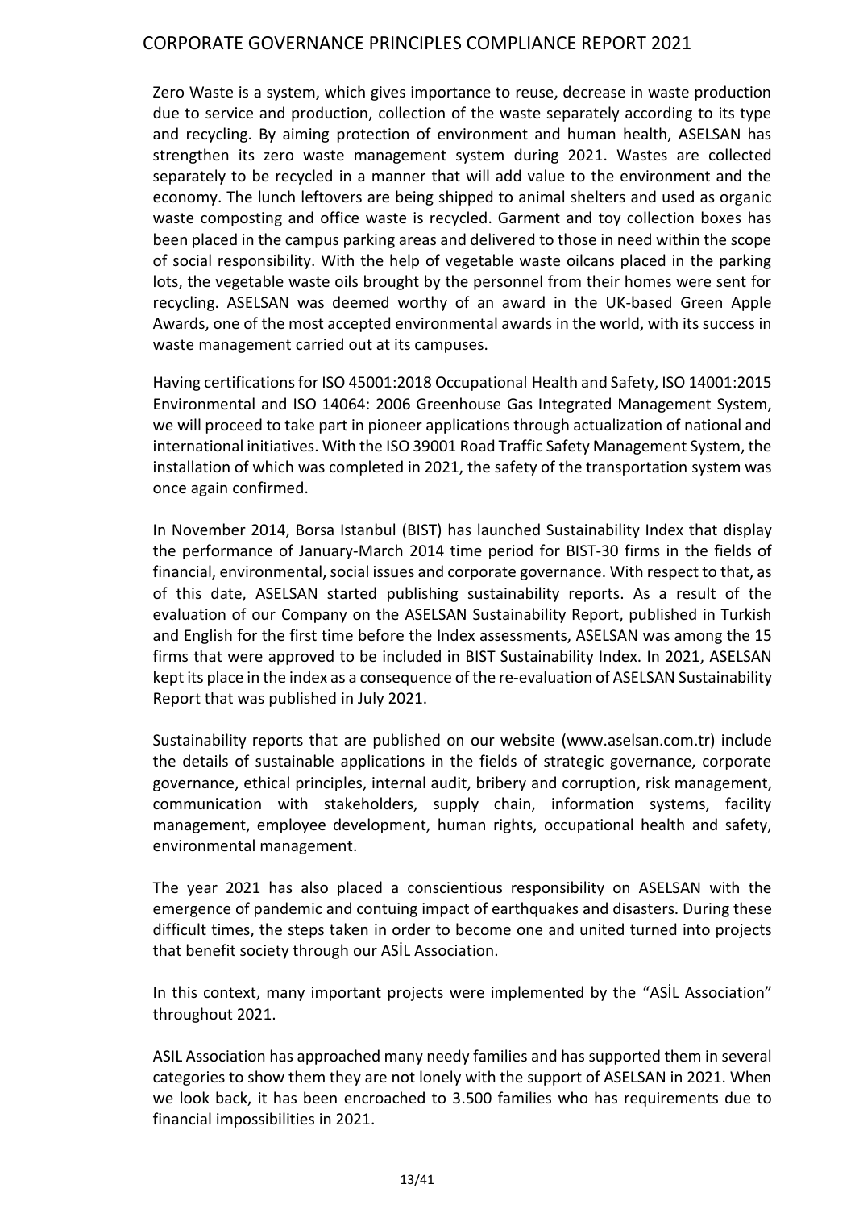Zero Waste is a system, which gives importance to reuse, decrease in waste production due to service and production, collection of the waste separately according to its type and recycling. By aiming protection of environment and human health, ASELSAN has strengthen its zero waste management system during 2021. Wastes are collected separately to be recycled in a manner that will add value to the environment and the economy. The lunch leftovers are being shipped to animal shelters and used as organic waste composting and office waste is recycled. Garment and toy collection boxes has been placed in the campus parking areas and delivered to those in need within the scope of social responsibility. With the help of vegetable waste oilcans placed in the parking lots, the vegetable waste oils brought by the personnel from their homes were sent for recycling. ASELSAN was deemed worthy of an award in the UK-based Green Apple Awards, one of the most accepted environmental awards in the world, with its success in waste management carried out at its campuses.

Having certifications for ISO 45001:2018 Occupational Health and Safety, ISO 14001:2015 Environmental and ISO 14064: 2006 Greenhouse Gas Integrated Management System, we will proceed to take part in pioneer applications through actualization of national and international initiatives. With the ISO 39001 Road Traffic Safety Management System, the installation of which was completed in 2021, the safety of the transportation system was once again confirmed.

In November 2014, Borsa Istanbul (BIST) has launched Sustainability Index that display the performance of January-March 2014 time period for BIST-30 firms in the fields of financial, environmental, social issues and corporate governance. With respect to that, as of this date, ASELSAN started publishing sustainability reports. As a result of the evaluation of our Company on the ASELSAN Sustainability Report, published in Turkish and English for the first time before the Index assessments, ASELSAN was among the 15 firms that were approved to be included in BIST Sustainability Index. In 2021, ASELSAN kept its place in the index as a consequence of the re-evaluation of ASELSAN Sustainability Report that was published in July 2021.

Sustainability reports that are published on our website (www.aselsan.com.tr) include the details of sustainable applications in the fields of strategic governance, corporate governance, ethical principles, internal audit, bribery and corruption, risk management, communication with stakeholders, supply chain, information systems, facility management, employee development, human rights, occupational health and safety, environmental management.

The year 2021 has also placed a conscientious responsibility on ASELSAN with the emergence of pandemic and contuing impact of earthquakes and disasters. During these difficult times, the steps taken in order to become one and united turned into projects that benefit society through our ASİL Association.

In this context, many important projects were implemented by the "ASİL Association" throughout 2021.

ASIL Association has approached many needy families and has supported them in several categories to show them they are not lonely with the support of ASELSAN in 2021. When we look back, it has been encroached to 3.500 families who has requirements due to financial impossibilities in 2021.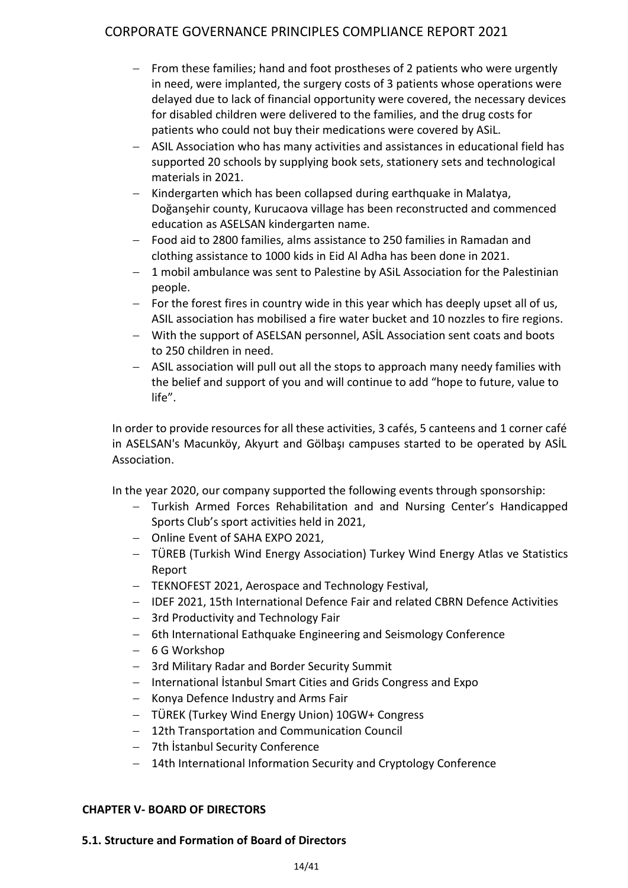- From these families; hand and foot prostheses of 2 patients who were urgently in need, were implanted, the surgery costs of 3 patients whose operations were delayed due to lack of financial opportunity were covered, the necessary devices for disabled children were delivered to the families, and the drug costs for patients who could not buy their medications were covered by ASiL.
- ASIL Association who has many activities and assistances in educational field has supported 20 schools by supplying book sets, stationery sets and technological materials in 2021.
- Kindergarten which has been collapsed during earthquake in Malatya, Doğanşehir county, Kurucaova village has been reconstructed and commenced education as ASELSAN kindergarten name.
- Food aid to 2800 families, alms assistance to 250 families in Ramadan and clothing assistance to 1000 kids in Eid Al Adha has been done in 2021.
- 1 mobil ambulance was sent to Palestine by ASiL Association for the Palestinian people.
- For the forest fires in country wide in this year which has deeply upset all of us, ASIL association has mobilised a fire water bucket and 10 nozzles to fire regions.
- With the support of ASELSAN personnel, ASİL Association sent coats and boots to 250 children in need.
- ASIL association will pull out all the stops to approach many needy families with the belief and support of you and will continue to add "hope to future, value to life".

In order to provide resources for all these activities, 3 cafés, 5 canteens and 1 corner café in ASELSAN's Macunköy, Akyurt and Gölbaşı campuses started to be operated by ASİL Association.

In the year 2020, our company supported the following events through sponsorship:

- Turkish Armed Forces Rehabilitation and and Nursing Center's Handicapped Sports Club's sport activities held in 2021,
- Online Event of SAHA EXPO 2021,
- TÜREB (Turkish Wind Energy Association) Turkey Wind Energy Atlas ve Statistics Report
- TEKNOFEST 2021, Aerospace and Technology Festival,
- IDEF 2021, 15th International Defence Fair and related CBRN Defence Activities
- 3rd Productivity and Technology Fair
- 6th International Eathquake Engineering and Seismology Conference
- 6 G Workshop
- 3rd Military Radar and Border Security Summit
- International İstanbul Smart Cities and Grids Congress and Expo
- Konya Defence Industry and Arms Fair
- TÜREK (Turkey Wind Energy Union) 10GW+ Congress
- 12th Transportation and Communication Council
- 7th İstanbul Security Conference
- 14th International Information Security and Cryptology Conference

## CHAPTER V- BOARD OF DIRECTORS

### 5.1. Structure and Formation of Board of Directors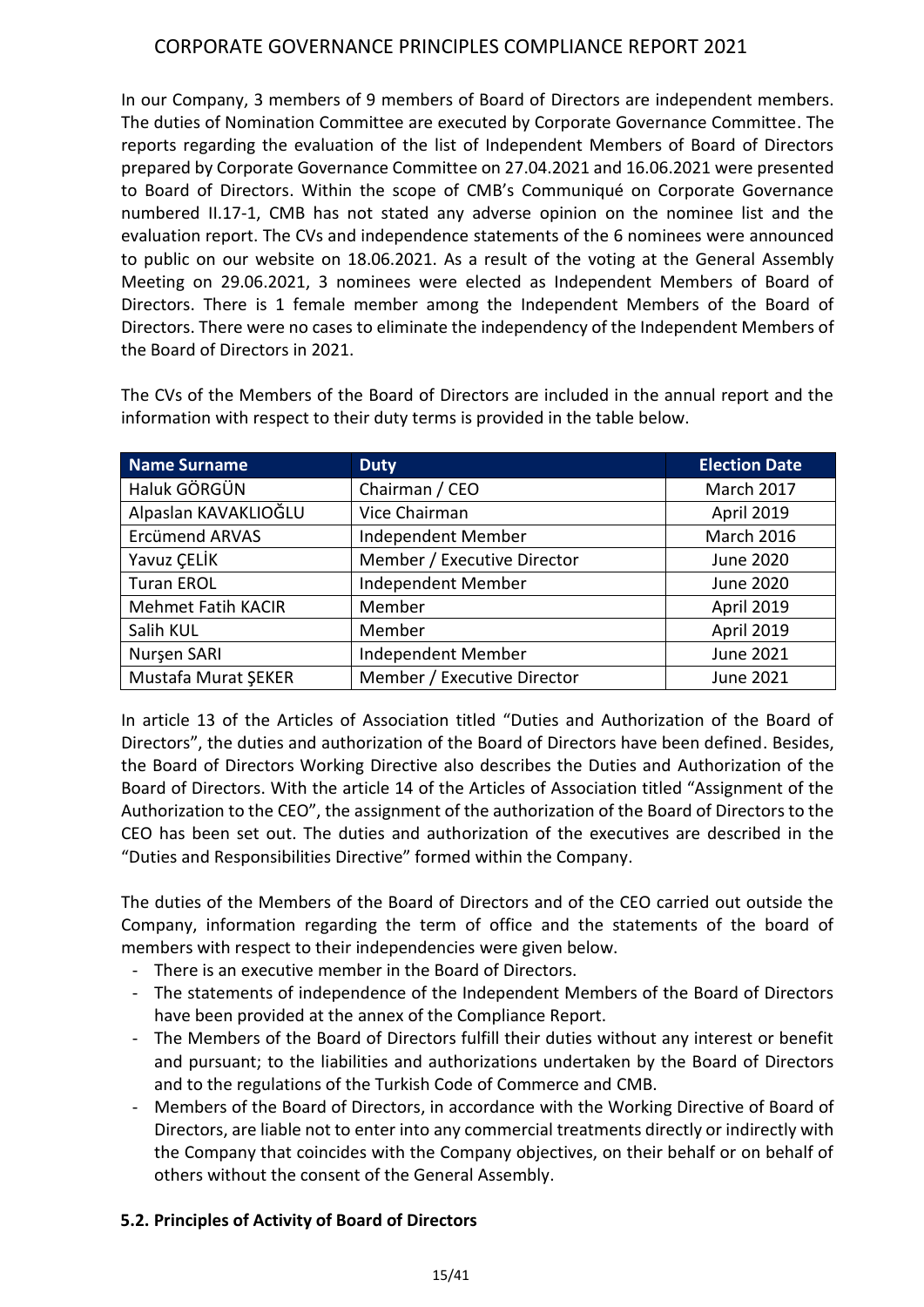In our Company, 3 members of 9 members of Board of Directors are independent members. The duties of Nomination Committee are executed by Corporate Governance Committee. The reports regarding the evaluation of the list of Independent Members of Board of Directors prepared by Corporate Governance Committee on 27.04.2021 and 16.06.2021 were presented to Board of Directors. Within the scope of CMB's Communiqué on Corporate Governance numbered II.17-1, CMB has not stated any adverse opinion on the nominee list and the evaluation report. The CVs and independence statements of the 6 nominees were announced to public on our website on 18.06.2021. As a result of the voting at the General Assembly Meeting on 29.06.2021, 3 nominees were elected as Independent Members of Board of Directors. There is 1 female member among the Independent Members of the Board of Directors. There were no cases to eliminate the independency of the Independent Members of the Board of Directors in 2021.

The CVs of the Members of the Board of Directors are included in the annual report and the information with respect to their duty terms is provided in the table below.

| Name Surname | Duty | Election Date |
|---|---|---|
| Haluk GÖRGÜN | Chairman / CEO | March 2017 |
| Alpaslan KAVAKLIOĞLU | Vice Chairman | April 2019 |
| Ercümend ARVAS | Independent Member | March 2016 |
| Yavuz ÇELİK | Member / Executive Director | June 2020 |
| Turan EROL | Independent Member | June 2020 |
| Mehmet Fatih KACIR | Member | April 2019 |
| Salih KUL | Member | April 2019 |
| Nurşen SARI | Independent Member | June 2021 |
| Mustafa Murat ŞEKER | Member / Executive Director | June 2021 |

In article 13 of the Articles of Association titled "Duties and Authorization of the Board of Directors", the duties and authorization of the Board of Directors have been defined. Besides, the Board of Directors Working Directive also describes the Duties and Authorization of the Board of Directors. With the article 14 of the Articles of Association titled "Assignment of the Authorization to the CEO", the assignment of the authorization of the Board of Directors to the CEO has been set out. The duties and authorization of the executives are described in the "Duties and Responsibilities Directive" formed within the Company.

The duties of the Members of the Board of Directors and of the CEO carried out outside the Company, information regarding the term of office and the statements of the board of members with respect to their independencies were given below.

- There is an executive member in the Board of Directors.
- The statements of independence of the Independent Members of the Board of Directors have been provided at the annex of the Compliance Report.
- The Members of the Board of Directors fulfill their duties without any interest or benefit and pursuant; to the liabilities and authorizations undertaken by the Board of Directors and to the regulations of the Turkish Code of Commerce and CMB.
- Members of the Board of Directors, in accordance with the Working Directive of Board of Directors, are liable not to enter into any commercial treatments directly or indirectly with the Company that coincides with the Company objectives, on their behalf or on behalf of others without the consent of the General Assembly.

### 5.2. Principles of Activity of Board of Directors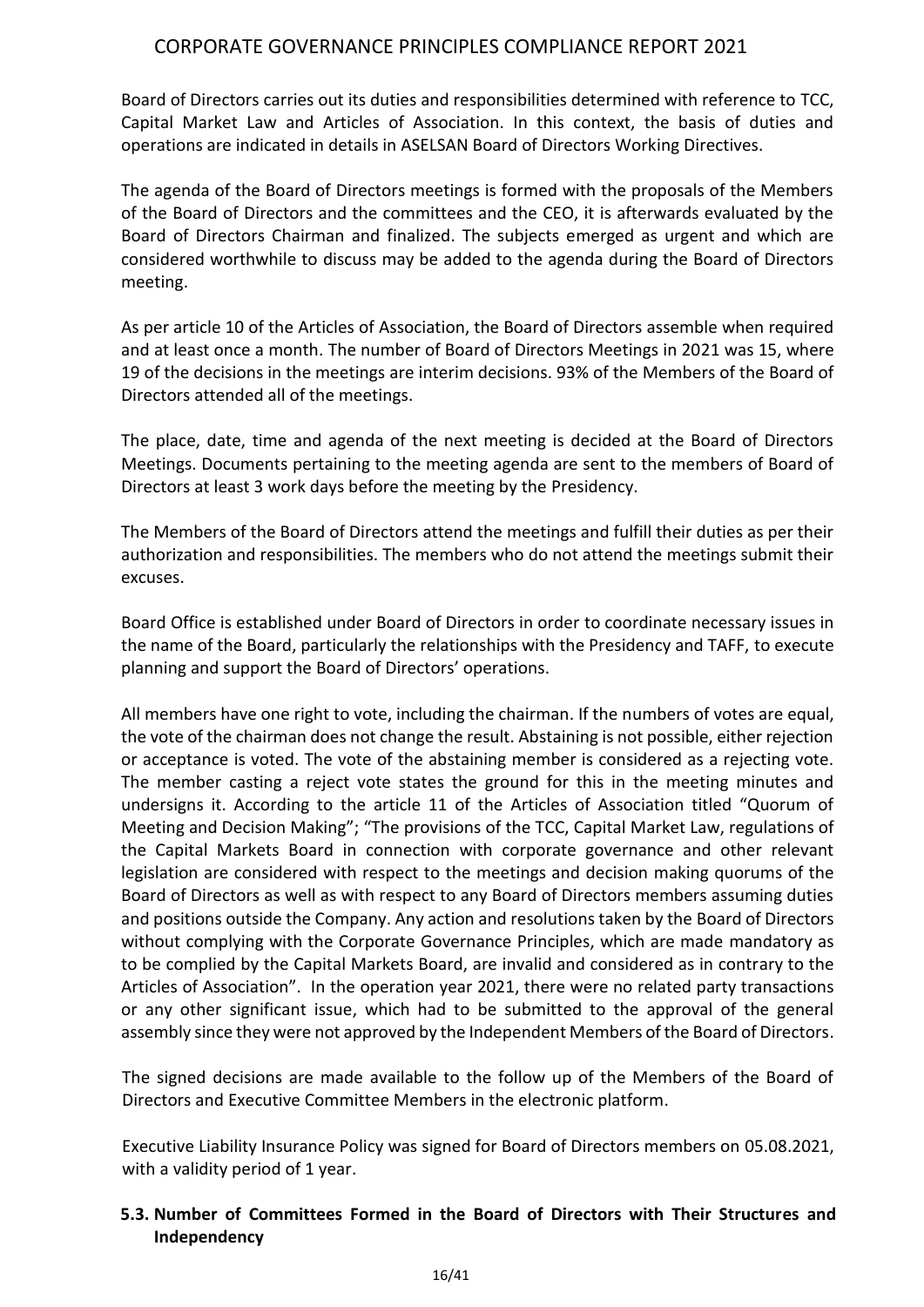Board of Directors carries out its duties and responsibilities determined with reference to TCC, Capital Market Law and Articles of Association. In this context, the basis of duties and operations are indicated in details in ASELSAN Board of Directors Working Directives.

The agenda of the Board of Directors meetings is formed with the proposals of the Members of the Board of Directors and the committees and the CEO, it is afterwards evaluated by the Board of Directors Chairman and finalized. The subjects emerged as urgent and which are considered worthwhile to discuss may be added to the agenda during the Board of Directors meeting.

As per article 10 of the Articles of Association, the Board of Directors assemble when required and at least once a month. The number of Board of Directors Meetings in 2021 was 15, where 19 of the decisions in the meetings are interim decisions. 93% of the Members of the Board of Directors attended all of the meetings.

The place, date, time and agenda of the next meeting is decided at the Board of Directors Meetings. Documents pertaining to the meeting agenda are sent to the members of Board of Directors at least 3 work days before the meeting by the Presidency.

The Members of the Board of Directors attend the meetings and fulfill their duties as per their authorization and responsibilities. The members who do not attend the meetings submit their excuses.

Board Office is established under Board of Directors in order to coordinate necessary issues in the name of the Board, particularly the relationships with the Presidency and TAFF, to execute planning and support the Board of Directors' operations.

All members have one right to vote, including the chairman. If the numbers of votes are equal, the vote of the chairman does not change the result. Abstaining is not possible, either rejection or acceptance is voted. The vote of the abstaining member is considered as a rejecting vote. The member casting a reject vote states the ground for this in the meeting minutes and undersigns it. According to the article 11 of the Articles of Association titled "Quorum of Meeting and Decision Making"; "The provisions of the TCC, Capital Market Law, regulations of the Capital Markets Board in connection with corporate governance and other relevant legislation are considered with respect to the meetings and decision making quorums of the Board of Directors as well as with respect to any Board of Directors members assuming duties and positions outside the Company. Any action and resolutions taken by the Board of Directors without complying with the Corporate Governance Principles, which are made mandatory as to be complied by the Capital Markets Board, are invalid and considered as in contrary to the Articles of Association". In the operation year 2021, there were no related party transactions or any other significant issue, which had to be submitted to the approval of the general assembly since they were not approved by the Independent Members of the Board of Directors.

The signed decisions are made available to the follow up of the Members of the Board of Directors and Executive Committee Members in the electronic platform.

Executive Liability Insurance Policy was signed for Board of Directors members on 05.08.2021, with a validity period of 1 year.

### 5.3. Number of Committees Formed in the Board of Directors with Their Structures and Independency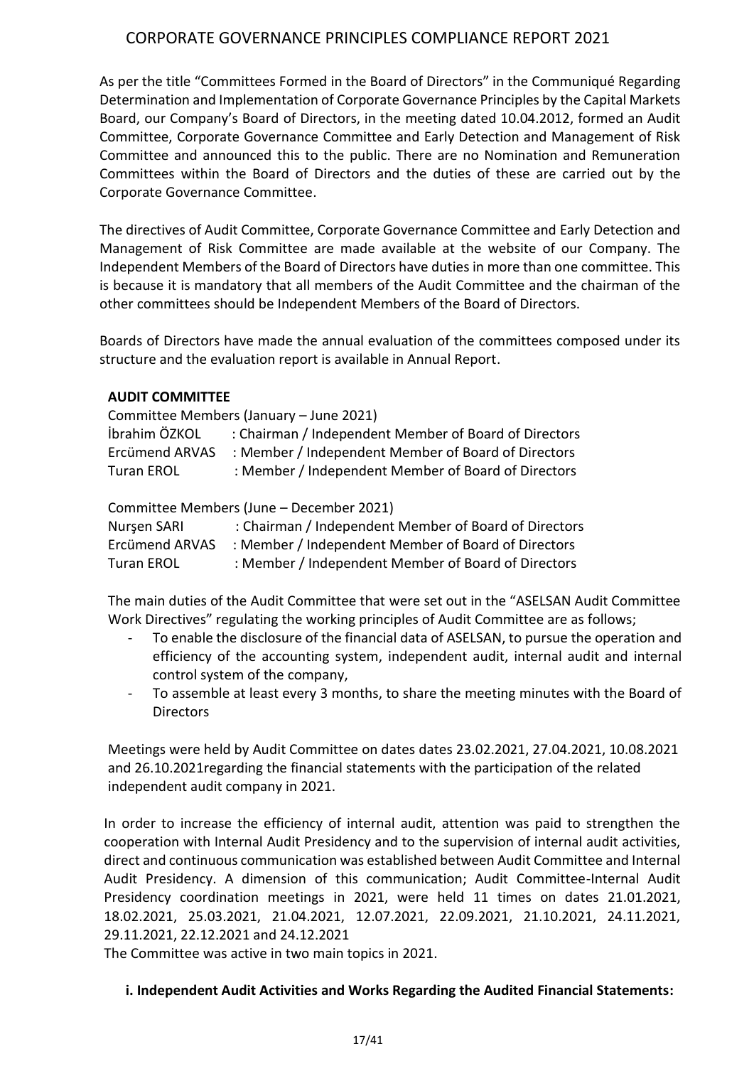As per the title "Committees Formed in the Board of Directors" in the Communiqué Regarding Determination and Implementation of Corporate Governance Principles by the Capital Markets Board, our Company's Board of Directors, in the meeting dated 10.04.2012, formed an Audit Committee, Corporate Governance Committee and Early Detection and Management of Risk Committee and announced this to the public. There are no Nomination and Remuneration Committees within the Board of Directors and the duties of these are carried out by the Corporate Governance Committee.

The directives of Audit Committee, Corporate Governance Committee and Early Detection and Management of Risk Committee are made available at the website of our Company. The Independent Members of the Board of Directors have duties in more than one committee. This is because it is mandatory that all members of the Audit Committee and the chairman of the other committees should be Independent Members of the Board of Directors.

Boards of Directors have made the annual evaluation of the committees composed under its structure and the evaluation report is available in Annual Report.

**AUDIT COMMITTEE**

Committee Members (January – June 2021)

İbrahim ÖZKOL : Chairman / Independent Member of Board of Directors
Ercümend ARVAS : Member / Independent Member of Board of Directors
Turan EROL : Member / Independent Member of Board of Directors

Committee Members (June – December 2021)

Nurşen SARI : Chairman / Independent Member of Board of Directors
Ercümend ARVAS : Member / Independent Member of Board of Directors
Turan EROL : Member / Independent Member of Board of Directors

The main duties of the Audit Committee that were set out in the "ASELSAN Audit Committee Work Directives" regulating the working principles of Audit Committee are as follows;

- To enable the disclosure of the financial data of ASELSAN, to pursue the operation and efficiency of the accounting system, independent audit, internal audit and internal control system of the company,
- To assemble at least every 3 months, to share the meeting minutes with the Board of Directors

Meetings were held by Audit Committee on dates dates 23.02.2021, 27.04.2021, 10.08.2021 and 26.10.2021regarding the financial statements with the participation of the related independent audit company in 2021.

In order to increase the efficiency of internal audit, attention was paid to strengthen the cooperation with Internal Audit Presidency and to the supervision of internal audit activities, direct and continuous communication was established between Audit Committee and Internal Audit Presidency. A dimension of this communication; Audit Committee-Internal Audit Presidency coordination meetings in 2021, were held 11 times on dates 21.01.2021, 18.02.2021, 25.03.2021, 21.04.2021, 12.07.2021, 22.09.2021, 21.10.2021, 24.11.2021, 29.11.2021, 22.12.2021 and 24.12.2021

The Committee was active in two main topics in 2021.

**i. Independent Audit Activities and Works Regarding the Audited Financial Statements:**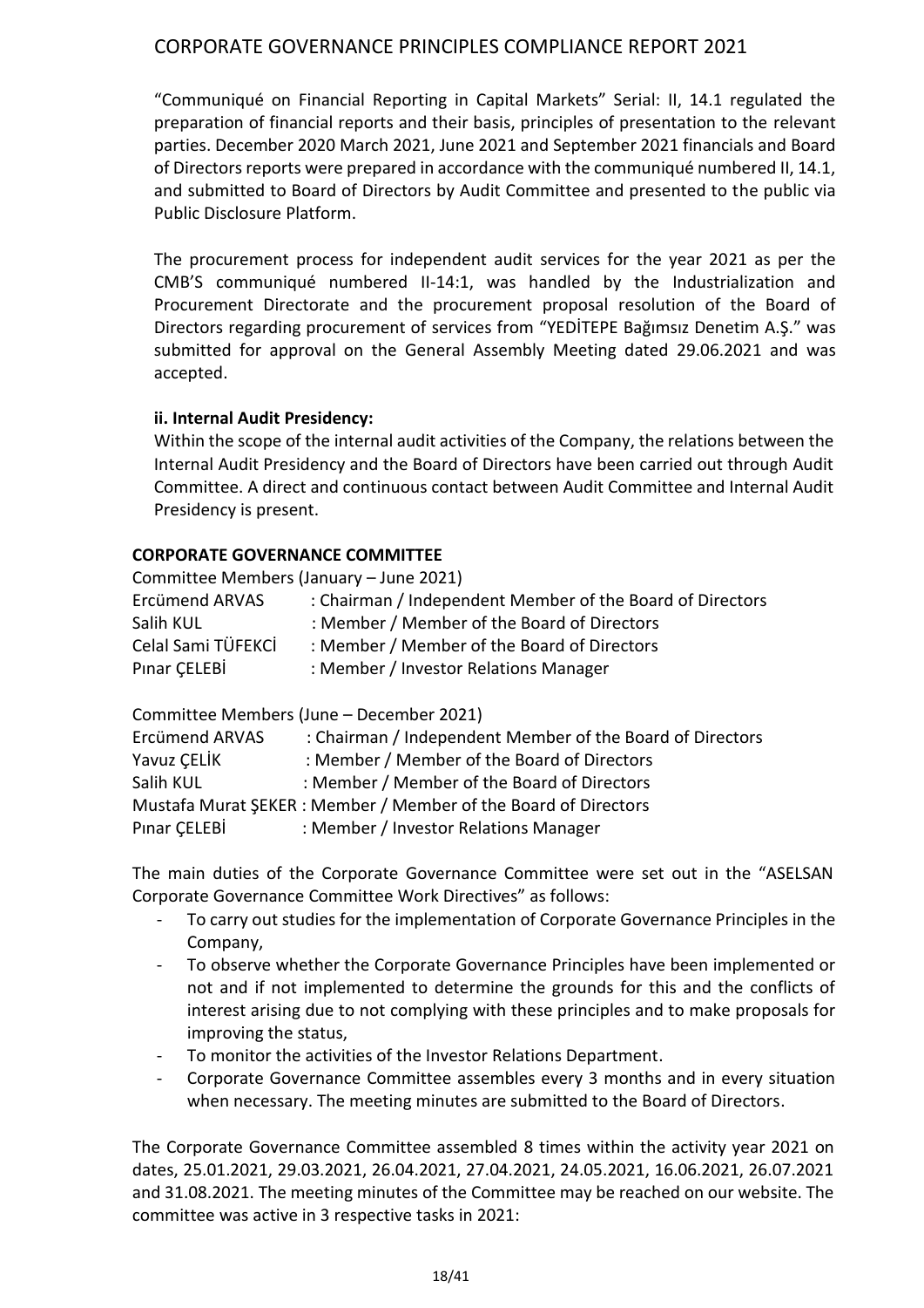"Communiqué on Financial Reporting in Capital Markets" Serial: II, 14.1 regulated the preparation of financial reports and their basis, principles of presentation to the relevant parties. December 2020 March 2021, June 2021 and September 2021 financials and Board of Directors reports were prepared in accordance with the communiqué numbered II, 14.1, and submitted to Board of Directors by Audit Committee and presented to the public via Public Disclosure Platform.

The procurement process for independent audit services for the year 2021 as per the CMB'S communiqué numbered II-14:1, was handled by the Industrialization and Procurement Directorate and the procurement proposal resolution of the Board of Directors regarding procurement of services from "YEDİTEPE Bağımsız Denetim A.Ş." was submitted for approval on the General Assembly Meeting dated 29.06.2021 and was accepted.

**ii. Internal Audit Presidency:**

Within the scope of the internal audit activities of the Company, the relations between the Internal Audit Presidency and the Board of Directors have been carried out through Audit Committee. A direct and continuous contact between Audit Committee and Internal Audit Presidency is present.

**CORPORATE GOVERNANCE COMMITTEE**

Committee Members (January – June 2021)

| | |
|---|---|
| Ercümend ARVAS | : Chairman / Independent Member of the Board of Directors |
| Salih KUL | : Member / Member of the Board of Directors |
| Celal Sami TÜFEKCİ | : Member / Member of the Board of Directors |
| Pınar ÇELEBİ | : Member / Investor Relations Manager |

Committee Members (June – December 2021)

| | |
|---|---|
| Ercümend ARVAS | : Chairman / Independent Member of the Board of Directors |
| Yavuz ÇELİK | : Member / Member of the Board of Directors |
| Salih KUL | : Member / Member of the Board of Directors |
| Mustafa Murat ŞEKER | : Member / Member of the Board of Directors |
| Pınar ÇELEBİ | : Member / Investor Relations Manager |

The main duties of the Corporate Governance Committee were set out in the "ASELSAN Corporate Governance Committee Work Directives" as follows:

- To carry out studies for the implementation of Corporate Governance Principles in the Company,
- To observe whether the Corporate Governance Principles have been implemented or not and if not implemented to determine the grounds for this and the conflicts of interest arising due to not complying with these principles and to make proposals for improving the status,
- To monitor the activities of the Investor Relations Department.
- Corporate Governance Committee assembles every 3 months and in every situation when necessary. The meeting minutes are submitted to the Board of Directors.

The Corporate Governance Committee assembled 8 times within the activity year 2021 on dates, 25.01.2021, 29.03.2021, 26.04.2021, 27.04.2021, 24.05.2021, 16.06.2021, 26.07.2021 and 31.08.2021. The meeting minutes of the Committee may be reached on our website. The committee was active in 3 respective tasks in 2021: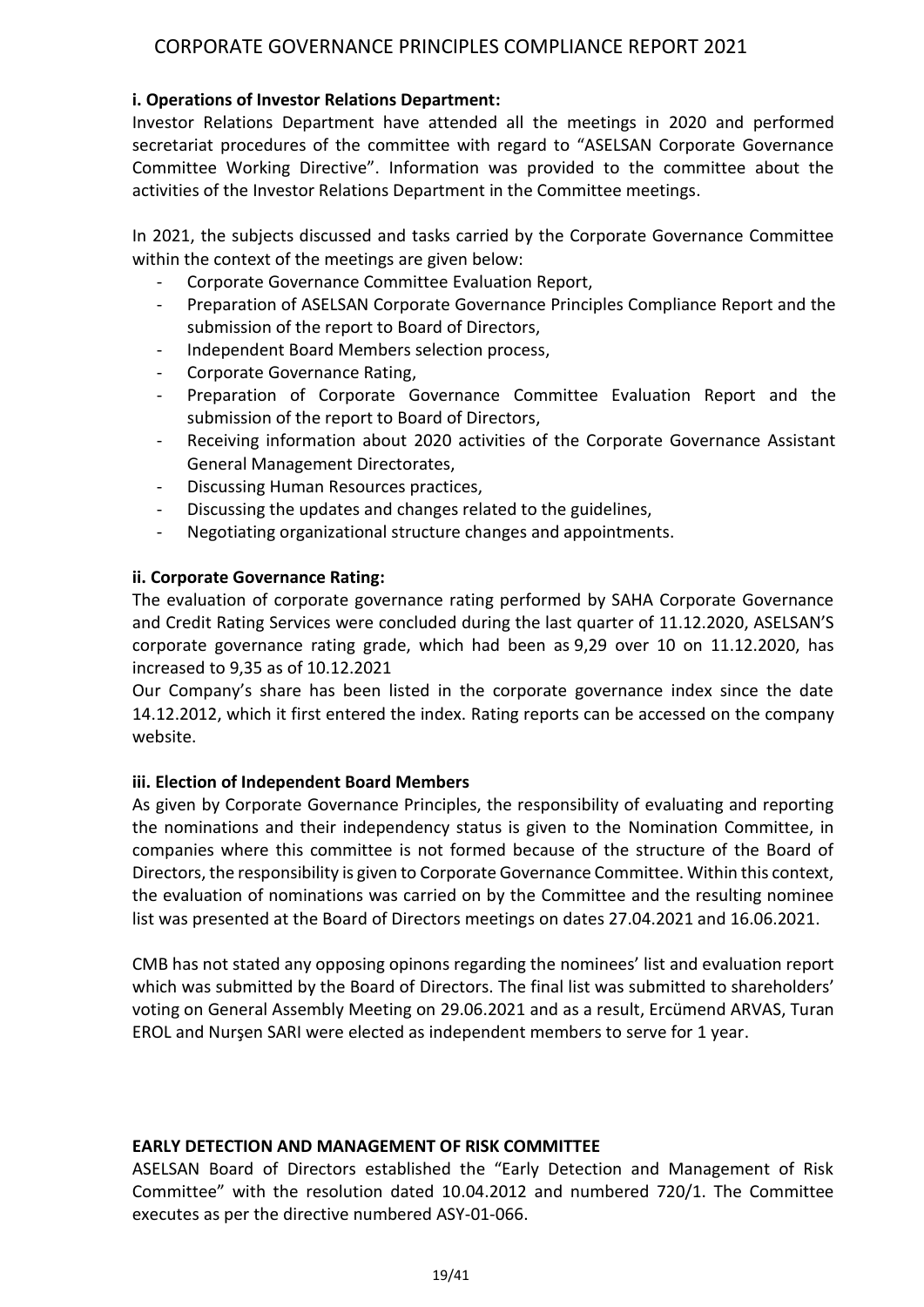**i. Operations of Investor Relations Department:**

Investor Relations Department have attended all the meetings in 2020 and performed secretariat procedures of the committee with regard to "ASELSAN Corporate Governance Committee Working Directive". Information was provided to the committee about the activities of the Investor Relations Department in the Committee meetings.

In 2021, the subjects discussed and tasks carried by the Corporate Governance Committee within the context of the meetings are given below:

- Corporate Governance Committee Evaluation Report,
- Preparation of ASELSAN Corporate Governance Principles Compliance Report and the submission of the report to Board of Directors,
- Independent Board Members selection process,
- Corporate Governance Rating,
- Preparation of Corporate Governance Committee Evaluation Report and the submission of the report to Board of Directors,
- Receiving information about 2020 activities of the Corporate Governance Assistant General Management Directorates,
- Discussing Human Resources practices,
- Discussing the updates and changes related to the guidelines,
- Negotiating organizational structure changes and appointments.

**ii. Corporate Governance Rating:**

The evaluation of corporate governance rating performed by SAHA Corporate Governance and Credit Rating Services were concluded during the last quarter of 11.12.2020, ASELSAN'S corporate governance rating grade, which had been as 9,29 over 10 on 11.12.2020, has increased to 9,35 as of 10.12.2021

Our Company's share has been listed in the corporate governance index since the date 14.12.2012, which it first entered the index. Rating reports can be accessed on the company website.

**iii. Election of Independent Board Members**

As given by Corporate Governance Principles, the responsibility of evaluating and reporting the nominations and their independency status is given to the Nomination Committee, in companies where this committee is not formed because of the structure of the Board of Directors, the responsibility is given to Corporate Governance Committee. Within this context, the evaluation of nominations was carried on by the Committee and the resulting nominee list was presented at the Board of Directors meetings on dates 27.04.2021 and 16.06.2021.

CMB has not stated any opposing opinons regarding the nominees' list and evaluation report which was submitted by the Board of Directors. The final list was submitted to shareholders' voting on General Assembly Meeting on 29.06.2021 and as a result, Ercümend ARVAS, Turan EROL and Nurşen SARI were elected as independent members to serve for 1 year.

**EARLY DETECTION AND MANAGEMENT OF RISK COMMITTEE**

ASELSAN Board of Directors established the "Early Detection and Management of Risk Committee" with the resolution dated 10.04.2012 and numbered 720/1. The Committee executes as per the directive numbered ASY-01-066.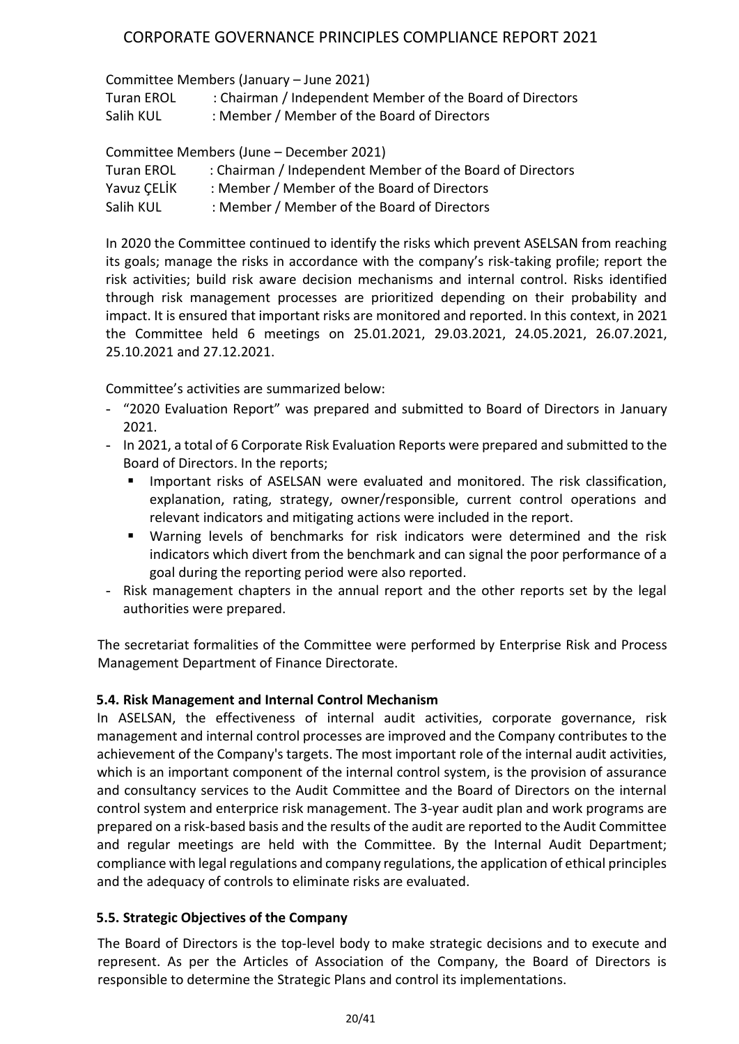Committee Members (January – June 2021)

Turan EROL : Chairman / Independent Member of the Board of Directors
Salih KUL : Member / Member of the Board of Directors

Committee Members (June – December 2021)

Turan EROL : Chairman / Independent Member of the Board of Directors
Yavuz ÇELİK : Member / Member of the Board of Directors
Salih KUL : Member / Member of the Board of Directors

In 2020 the Committee continued to identify the risks which prevent ASELSAN from reaching its goals; manage the risks in accordance with the company's risk-taking profile; report the risk activities; build risk aware decision mechanisms and internal control. Risks identified through risk management processes are prioritized depending on their probability and impact. It is ensured that important risks are monitored and reported. In this context, in 2021 the Committee held 6 meetings on 25.01.2021, 29.03.2021, 24.05.2021, 26.07.2021, 25.10.2021 and 27.12.2021.

Committee's activities are summarized below:

- "2020 Evaluation Report" was prepared and submitted to Board of Directors in January 2021.
- In 2021, a total of 6 Corporate Risk Evaluation Reports were prepared and submitted to the Board of Directors. In the reports;
  - Important risks of ASELSAN were evaluated and monitored. The risk classification, explanation, rating, strategy, owner/responsible, current control operations and relevant indicators and mitigating actions were included in the report.
  - Warning levels of benchmarks for risk indicators were determined and the risk indicators which divert from the benchmark and can signal the poor performance of a goal during the reporting period were also reported.
- Risk management chapters in the annual report and the other reports set by the legal authorities were prepared.

The secretariat formalities of the Committee were performed by Enterprise Risk and Process Management Department of Finance Directorate.

### 5.4. Risk Management and Internal Control Mechanism

In ASELSAN, the effectiveness of internal audit activities, corporate governance, risk management and internal control processes are improved and the Company contributes to the achievement of the Company's targets. The most important role of the internal audit activities, which is an important component of the internal control system, is the provision of assurance and consultancy services to the Audit Committee and the Board of Directors on the internal control system and enterprice risk management. The 3-year audit plan and work programs are prepared on a risk-based basis and the results of the audit are reported to the Audit Committee and regular meetings are held with the Committee. By the Internal Audit Department; compliance with legal regulations and company regulations, the application of ethical principles and the adequacy of controls to eliminate risks are evaluated.

### 5.5. Strategic Objectives of the Company

The Board of Directors is the top-level body to make strategic decisions and to execute and represent. As per the Articles of Association of the Company, the Board of Directors is responsible to determine the Strategic Plans and control its implementations.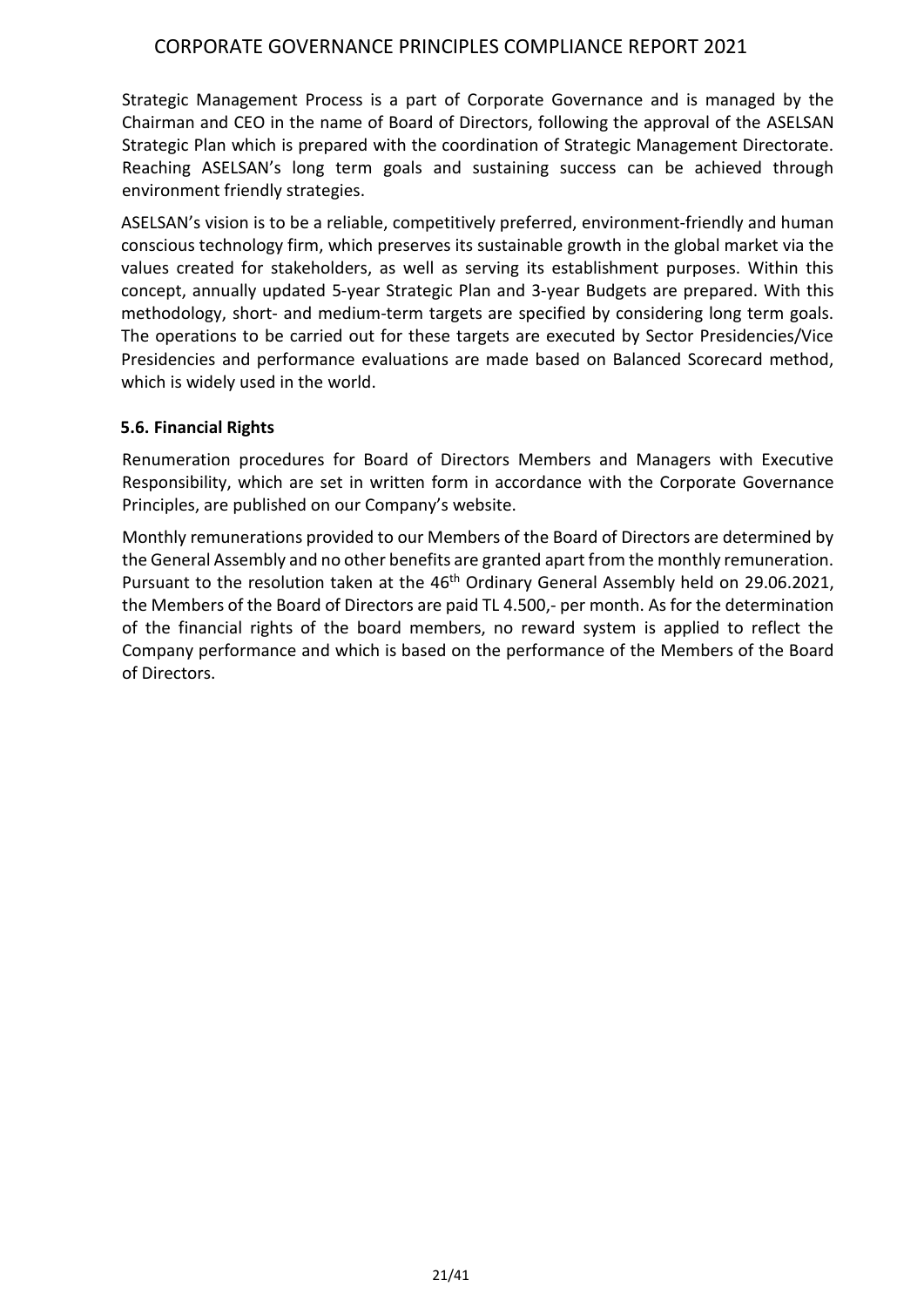Strategic Management Process is a part of Corporate Governance and is managed by the Chairman and CEO in the name of Board of Directors, following the approval of the ASELSAN Strategic Plan which is prepared with the coordination of Strategic Management Directorate. Reaching ASELSAN's long term goals and sustaining success can be achieved through environment friendly strategies.

ASELSAN's vision is to be a reliable, competitively preferred, environment-friendly and human conscious technology firm, which preserves its sustainable growth in the global market via the values created for stakeholders, as well as serving its establishment purposes. Within this concept, annually updated 5-year Strategic Plan and 3-year Budgets are prepared. With this methodology, short- and medium-term targets are specified by considering long term goals. The operations to be carried out for these targets are executed by Sector Presidencies/Vice Presidencies and performance evaluations are made based on Balanced Scorecard method, which is widely used in the world.

### 5.6. Financial Rights

Renumeration procedures for Board of Directors Members and Managers with Executive Responsibility, which are set in written form in accordance with the Corporate Governance Principles, are published on our Company's website.

Monthly remunerations provided to our Members of the Board of Directors are determined by the General Assembly and no other benefits are granted apart from the monthly remuneration. Pursuant to the resolution taken at the 46th Ordinary General Assembly held on 29.06.2021, the Members of the Board of Directors are paid TL 4.500,- per month. As for the determination of the financial rights of the board members, no reward system is applied to reflect the Company performance and which is based on the performance of the Members of the Board of Directors.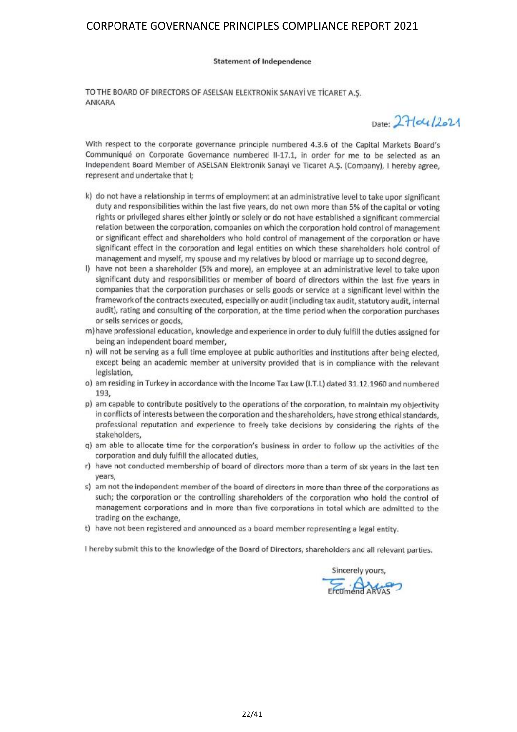**Statement of Independence**

TO THE BOARD OF DIRECTORS OF ASELSAN ELEKTRONİK SANAYİ VE TİCARET A.Ş.
ANKARA

Date: 27/04/2021

With respect to the corporate governance principle numbered 4.3.6 of the Capital Markets Board's Communiqué on Corporate Governance numbered II-17.1, in order for me to be selected as an Independent Board Member of ASELSAN Elektronik Sanayi ve Ticaret A.Ş. (Company), I hereby agree, represent and undertake that I;

k) do not have a relationship in terms of employment at an administrative level to take upon significant duty and responsibilities within the last five years, do not own more than 5% of the capital or voting rights or privileged shares either jointly or solely or do not have established a significant commercial relation between the corporation, companies on which the corporation hold control of management or significant effect and shareholders who hold control of management of the corporation or have significant effect in the corporation and legal entities on which these shareholders hold control of management and myself, my spouse and my relatives by blood or marriage up to second degree,

l) have not been a shareholder (5% and more), an employee at an administrative level to take upon significant duty and responsibilities or member of board of directors within the last five years in companies that the corporation purchases or sells goods or service at a significant level within the framework of the contracts executed, especially on audit (including tax audit, statutory audit, internal audit), rating and consulting of the corporation, at the time period when the corporation purchases or sells services or goods,

m) have professional education, knowledge and experience in order to duly fulfill the duties assigned for being an independent board member,

n) will not be serving as a full time employee at public authorities and institutions after being elected, except being an academic member at university provided that is in compliance with the relevant legislation,

o) am residing in Turkey in accordance with the Income Tax Law (I.T.L) dated 31.12.1960 and numbered 193,

p) am capable to contribute positively to the operations of the corporation, to maintain my objectivity in conflicts of interests between the corporation and the shareholders, have strong ethical standards, professional reputation and experience to freely take decisions by considering the rights of the stakeholders,

q) am able to allocate time for the corporation's business in order to follow up the activities of the corporation and duly fulfill the allocated duties,

r) have not conducted membership of board of directors more than a term of six years in the last ten years,

s) am not the independent member of the board of directors in more than three of the corporations as such; the corporation or the controlling shareholders of the corporation who hold the control of management corporations and in more than five corporations in total which are admitted to the trading on the exchange,

t) have not been registered and announced as a board member representing a legal entity.

I hereby submit this to the knowledge of the Board of Directors, shareholders and all relevant parties.

Sincerely yours,

Ercümend ARVAS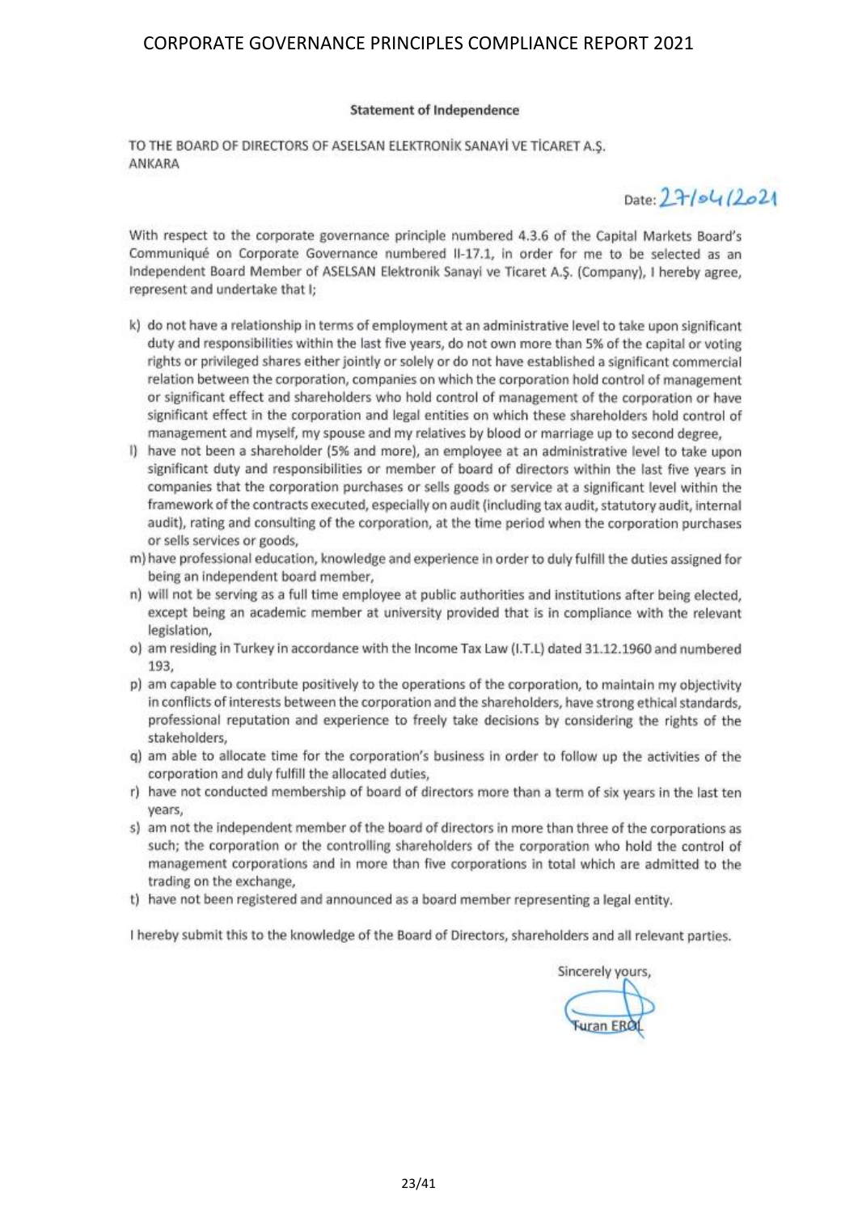**Statement of Independence**

TO THE BOARD OF DIRECTORS OF ASELSAN ELEKTRONİK SANAYİ VE TİCARET A.Ş.
ANKARA

Date: 27/04/2021

With respect to the corporate governance principle numbered 4.3.6 of the Capital Markets Board's Communiqué on Corporate Governance numbered II-17.1, in order for me to be selected as an Independent Board Member of ASELSAN Elektronik Sanayi ve Ticaret A.Ş. (Company), I hereby agree, represent and undertake that I;

k) do not have a relationship in terms of employment at an administrative level to take upon significant duty and responsibilities within the last five years, do not own more than 5% of the capital or voting rights or privileged shares either jointly or solely or do not have established a significant commercial relation between the corporation, companies on which the corporation hold control of management or significant effect and shareholders who hold control of management of the corporation or have significant effect in the corporation and legal entities on which these shareholders hold control of management and myself, my spouse and my relatives by blood or marriage up to second degree,

l) have not been a shareholder (5% and more), an employee at an administrative level to take upon significant duty and responsibilities or member of board of directors within the last five years in companies that the corporation purchases or sells goods or service at a significant level within the framework of the contracts executed, especially on audit (including tax audit, statutory audit, internal audit), rating and consulting of the corporation, at the time period when the corporation purchases or sells services or goods,

m) have professional education, knowledge and experience in order to duly fulfill the duties assigned for being an independent board member,

n) will not be serving as a full time employee at public authorities and institutions after being elected, except being an academic member at university provided that is in compliance with the relevant legislation,

o) am residing in Turkey in accordance with the Income Tax Law (I.T.L) dated 31.12.1960 and numbered 193,

p) am capable to contribute positively to the operations of the corporation, to maintain my objectivity in conflicts of interests between the corporation and the shareholders, have strong ethical standards, professional reputation and experience to freely take decisions by considering the rights of the stakeholders,

q) am able to allocate time for the corporation's business in order to follow up the activities of the corporation and duly fulfill the allocated duties,

r) have not conducted membership of board of directors more than a term of six years in the last ten years,

s) am not the independent member of the board of directors in more than three of the corporations as such; the corporation or the controlling shareholders of the corporation who hold the control of management corporations and in more than five corporations in total which are admitted to the trading on the exchange,

t) have not been registered and announced as a board member representing a legal entity.

I hereby submit this to the knowledge of the Board of Directors, shareholders and all relevant parties.

Sincerely yours,

Turan EROL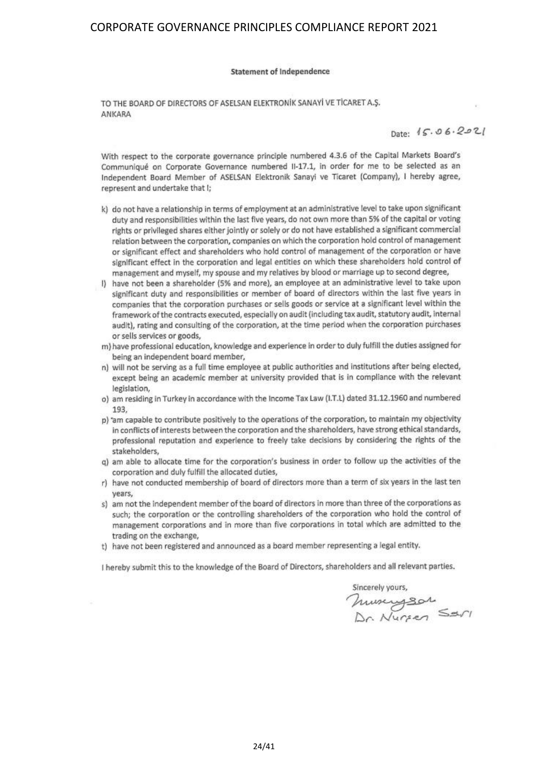**Statement of Independence**

TO THE BOARD OF DIRECTORS OF ASELSAN ELEKTRONİK SANAYİ VE TİCARET A.Ş.
ANKARA

Date: 15.06.2021

With respect to the corporate governance principle numbered 4.3.6 of the Capital Markets Board's Communiqué on Corporate Governance numbered II-17.1, in order for me to be selected as an Independent Board Member of ASELSAN Elektronik Sanayi ve Ticaret (Company), I hereby agree, represent and undertake that I;

k) do not have a relationship in terms of employment at an administrative level to take upon significant duty and responsibilities within the last five years, do not own more than 5% of the capital or voting rights or privileged shares either jointly or solely or do not have established a significant commercial relation between the corporation, companies on which the corporation hold control of management or significant effect and shareholders who hold control of management of the corporation or have significant effect in the corporation and legal entities on which these shareholders hold control of management and myself, my spouse and my relatives by blood or marriage up to second degree,

l) have not been a shareholder (5% and more), an employee at an administrative level to take upon significant duty and responsibilities or member of board of directors within the last five years in companies that the corporation purchases or sells goods or service at a significant level within the framework of the contracts executed, especially on audit (including tax audit, statutory audit, internal audit), rating and consulting of the corporation, at the time period when the corporation purchases or sells services or goods,

m) have professional education, knowledge and experience in order to duly fulfill the duties assigned for being an independent board member,

n) will not be serving as a full time employee at public authorities and institutions after being elected, except being an academic member at university provided that is in compliance with the relevant legislation,

o) am residing in Turkey in accordance with the Income Tax Law (I.T.L) dated 31.12.1960 and numbered 193,

p) am capable to contribute positively to the operations of the corporation, to maintain my objectivity in conflicts of interests between the corporation and the shareholders, have strong ethical standards, professional reputation and experience to freely take decisions by considering the rights of the stakeholders,

q) am able to allocate time for the corporation's business in order to follow up the activities of the corporation and duly fulfill the allocated duties,

r) have not conducted membership of board of directors more than a term of six years in the last ten years,

s) am not the independent member of the board of directors in more than three of the corporations as such; the corporation or the controlling shareholders of the corporation who hold the control of management corporations and in more than five corporations in total which are admitted to the trading on the exchange,

t) have not been registered and announced as a board member representing a legal entity.

I hereby submit this to the knowledge of the Board of Directors, shareholders and all relevant parties.

Sincerely yours,

Dr. Nurşen Sarı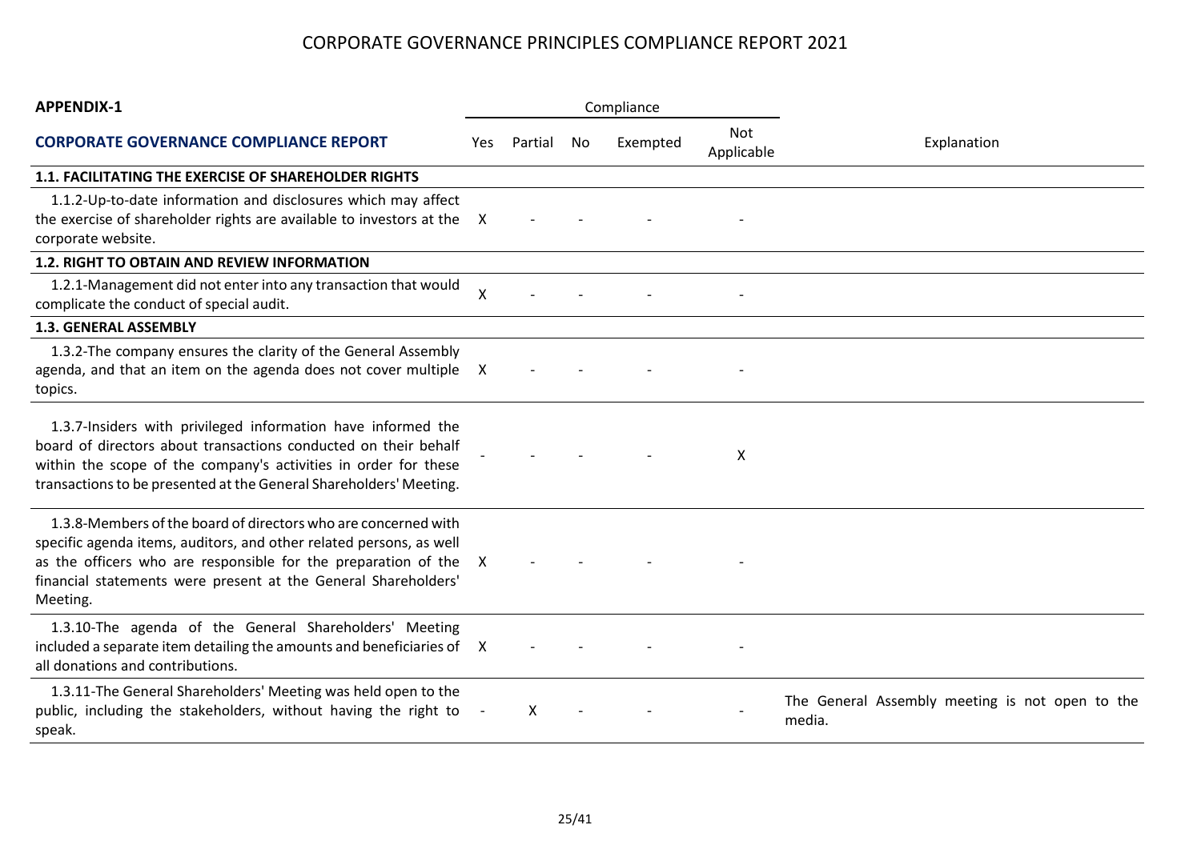# CORPORATE GOVERNANCE PRINCIPLES COMPLIANCE REPORT 2021

**APPENDIX-1**

| **CORPORATE GOVERNANCE COMPLIANCE REPORT** | Compliance | | | | | Explanation |
|---|---|---|---|---|---|---|
| | Yes | Partial | No | Exempted | Not Applicable | |
| **1.1. FACILITATING THE EXERCISE OF SHAREHOLDER RIGHTS** | | | | | | |
| 1.1.2-Up-to-date information and disclosures which may affect the exercise of shareholder rights are available to investors at the corporate website. | X | - | - | - | - | |
| **1.2. RIGHT TO OBTAIN AND REVIEW INFORMATION** | | | | | | |
| 1.2.1-Management did not enter into any transaction that would complicate the conduct of special audit. | X | - | - | - | - | |
| **1.3. GENERAL ASSEMBLY** | | | | | | |
| 1.3.2-The company ensures the clarity of the General Assembly agenda, and that an item on the agenda does not cover multiple topics. | X | - | - | - | - | |
| 1.3.7-Insiders with privileged information have informed the board of directors about transactions conducted on their behalf within the scope of the company's activities in order for these transactions to be presented at the General Shareholders' Meeting. | - | - | - | - | X | |
| 1.3.8-Members of the board of directors who are concerned with specific agenda items, auditors, and other related persons, as well as the officers who are responsible for the preparation of the financial statements were present at the General Shareholders' Meeting. | X | - | - | - | - | |
| 1.3.10-The agenda of the General Shareholders' Meeting included a separate item detailing the amounts and beneficiaries of all donations and contributions. | X | - | - | - | - | |
| 1.3.11-The General Shareholders' Meeting was held open to the public, including the stakeholders, without having the right to speak. | - | X | - | - | - | The General Assembly meeting is not open to the media. |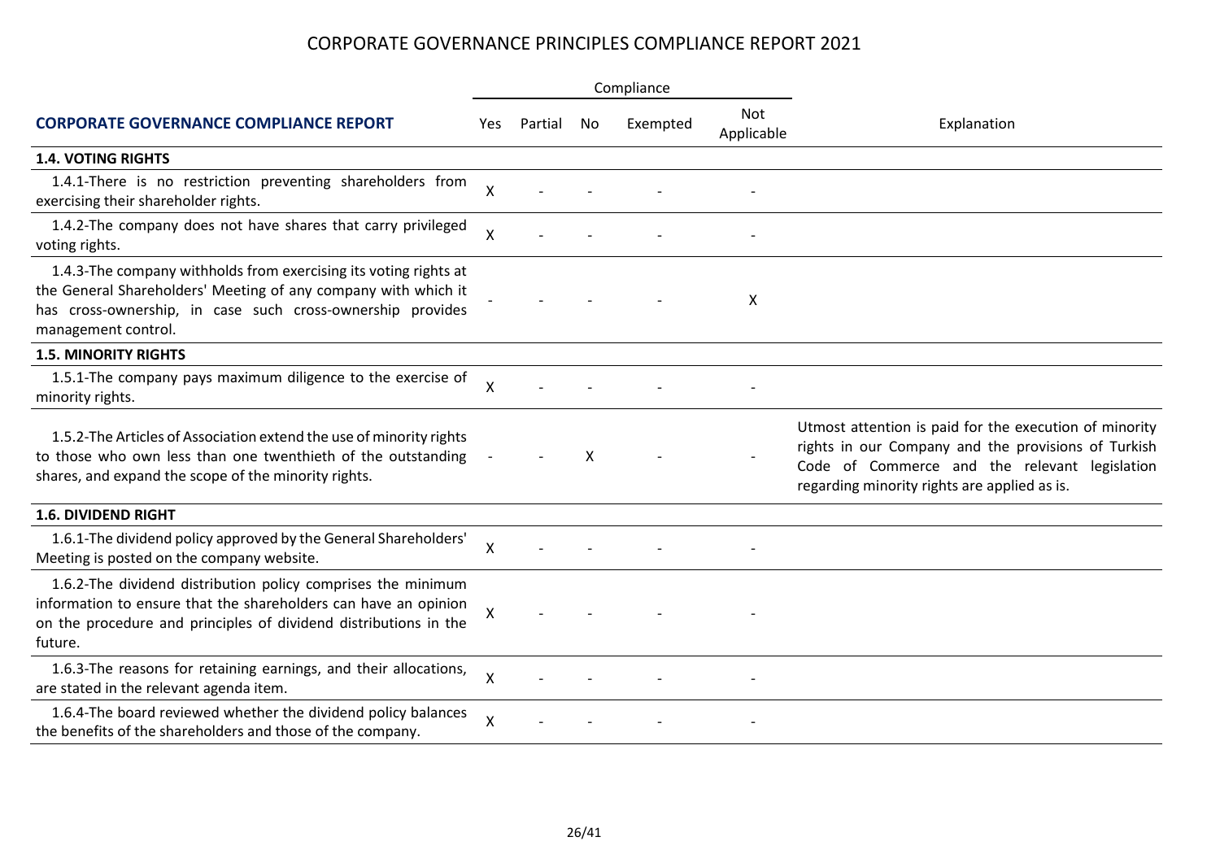# CORPORATE GOVERNANCE PRINCIPLES COMPLIANCE REPORT 2021

| CORPORATE GOVERNANCE COMPLIANCE REPORT | Compliance | | | | | Explanation |
|---|---|---|---|---|---|---|
| | Yes | Partial | No | Exempted | Not Applicable | |
| **1.4. VOTING RIGHTS** | | | | | | |
| 1.4.1-There is no restriction preventing shareholders from exercising their shareholder rights. | X | - | - | - | - | |
| 1.4.2-The company does not have shares that carry privileged voting rights. | X | - | - | - | - | |
| 1.4.3-The company withholds from exercising its voting rights at the General Shareholders' Meeting of any company with which it has cross-ownership, in case such cross-ownership provides management control. | - | - | - | - | X | |
| **1.5. MINORITY RIGHTS** | | | | | | |
| 1.5.1-The company pays maximum diligence to the exercise of minority rights. | X | - | - | - | - | |
| 1.5.2-The Articles of Association extend the use of minority rights to those who own less than one twenthieth of the outstanding shares, and expand the scope of the minority rights. | - | - | X | - | - | Utmost attention is paid for the execution of minority rights in our Company and the provisions of Turkish Code of Commerce and the relevant legislation regarding minority rights are applied as is. |
| **1.6. DIVIDEND RIGHT** | | | | | | |
| 1.6.1-The dividend policy approved by the General Shareholders' Meeting is posted on the company website. | X | - | - | - | - | |
| 1.6.2-The dividend distribution policy comprises the minimum information to ensure that the shareholders can have an opinion on the procedure and principles of dividend distributions in the future. | X | - | - | - | - | |
| 1.6.3-The reasons for retaining earnings, and their allocations, are stated in the relevant agenda item. | X | - | - | - | - | |
| 1.6.4-The board reviewed whether the dividend policy balances the benefits of the shareholders and those of the company. | X | - | - | - | - | |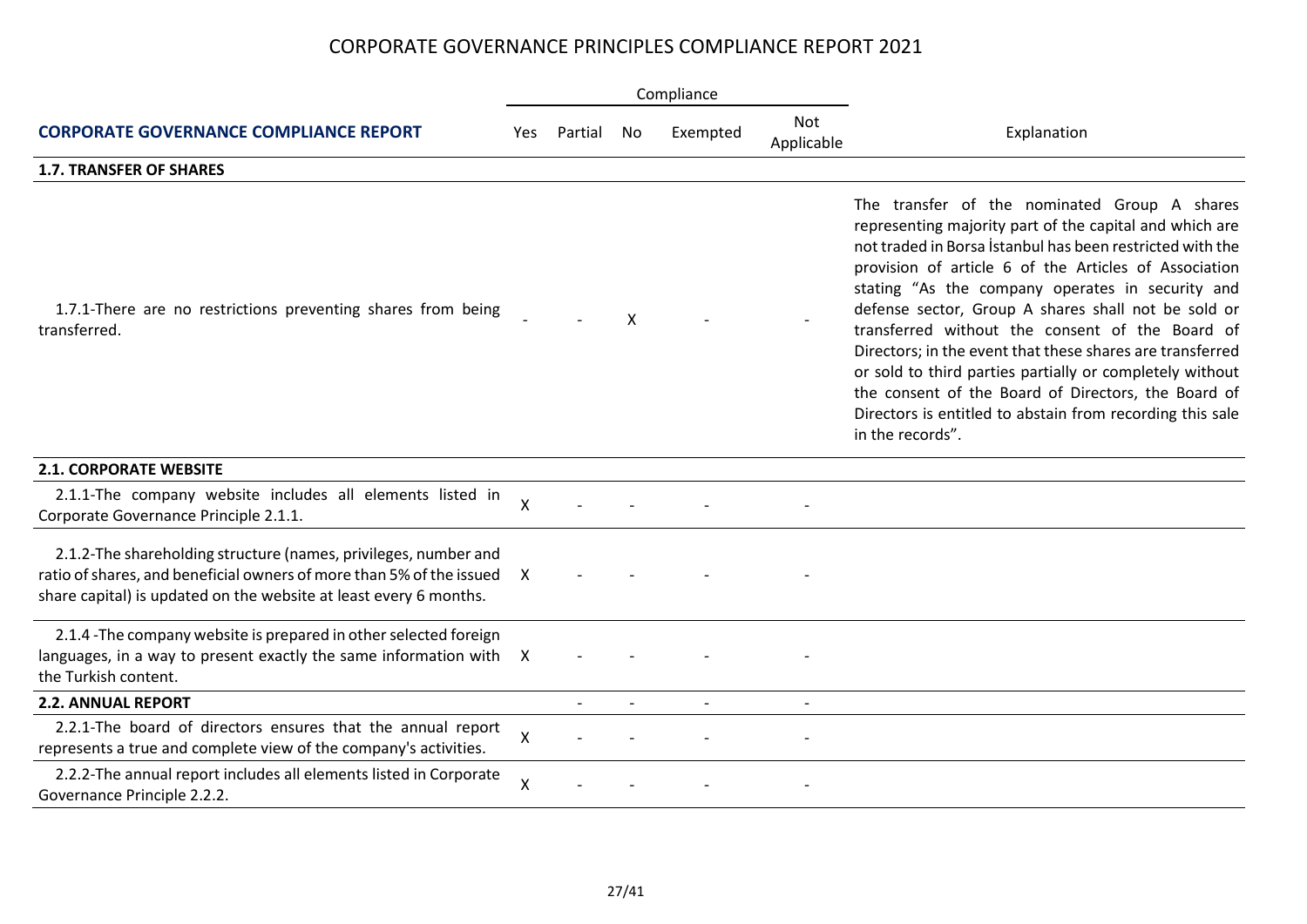# CORPORATE GOVERNANCE PRINCIPLES COMPLIANCE REPORT 2021

| CORPORATE GOVERNANCE COMPLIANCE REPORT | Compliance | | | | | Explanation |
|---|---|---|---|---|---|---|
| | Yes | Partial | No | Exempted | Not Applicable | |
| **1.7. TRANSFER OF SHARES** | | | | | | |
| 1.7.1-There are no restrictions preventing shares from being transferred. | - | - | X | - | - | The transfer of the nominated Group A shares representing majority part of the capital and which are not traded in Borsa İstanbul has been restricted with the provision of article 6 of the Articles of Association stating "As the company operates in security and defense sector, Group A shares shall not be sold or transferred without the consent of the Board of Directors; in the event that these shares are transferred or sold to third parties partially or completely without the consent of the Board of Directors, the Board of Directors is entitled to abstain from recording this sale in the records". |
| **2.1. CORPORATE WEBSITE** | | | | | | |
| 2.1.1-The company website includes all elements listed in Corporate Governance Principle 2.1.1. | X | - | - | - | - | |
| 2.1.2-The shareholding structure (names, privileges, number and ratio of shares, and beneficial owners of more than 5% of the issued share capital) is updated on the website at least every 6 months. | X | - | - | - | - | |
| 2.1.4 -The company website is prepared in other selected foreign languages, in a way to present exactly the same information with the Turkish content. | X | - | - | - | - | |
| **2.2. ANNUAL REPORT** | | - | - | - | - | |
| 2.2.1-The board of directors ensures that the annual report represents a true and complete view of the company's activities. | X | - | - | - | - | |
| 2.2.2-The annual report includes all elements listed in Corporate Governance Principle 2.2.2. | X | - | - | - | - | |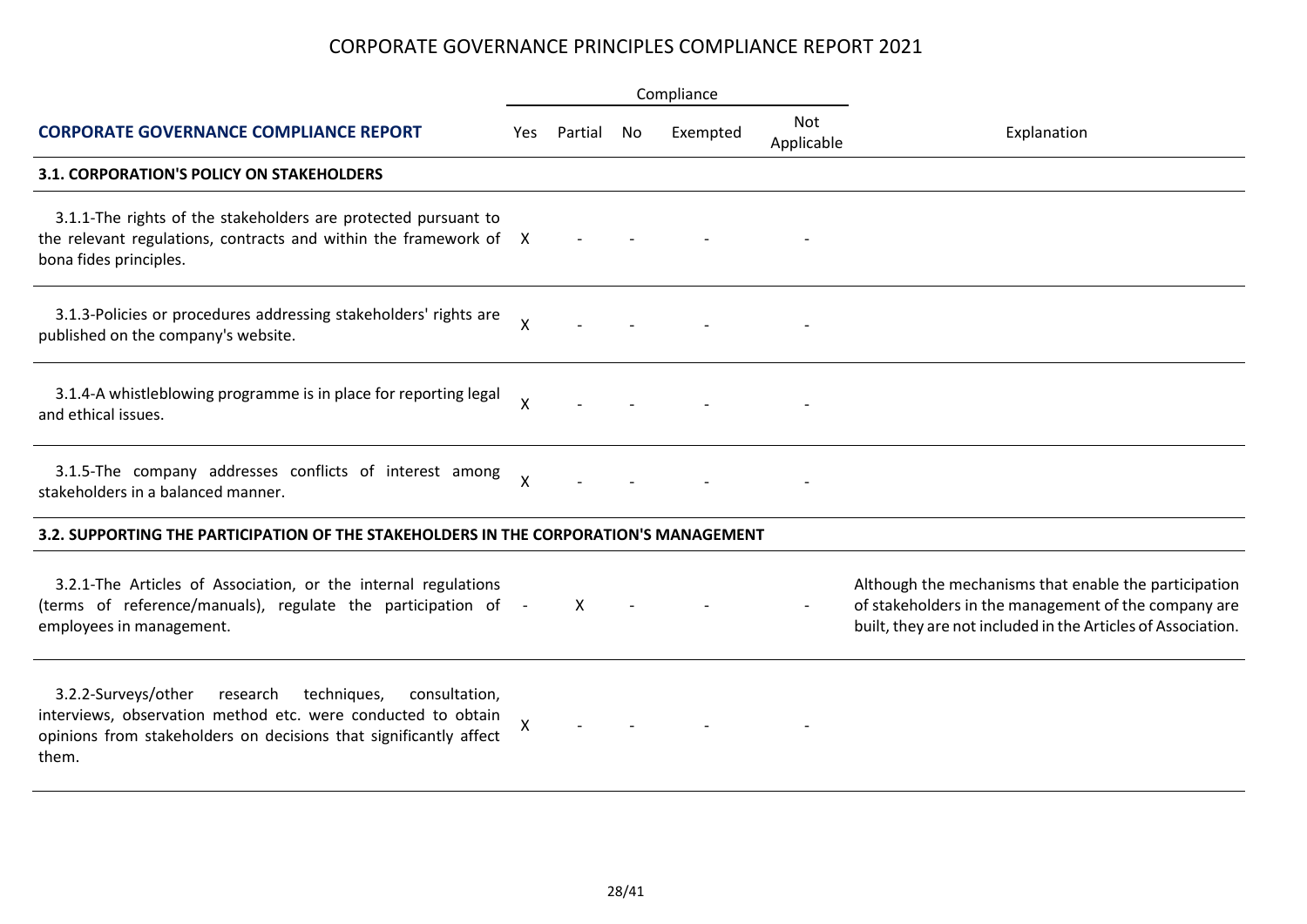# CORPORATE GOVERNANCE PRINCIPLES COMPLIANCE REPORT 2021

| CORPORATE GOVERNANCE COMPLIANCE REPORT | Compliance | | | | | Explanation |
|---|---|---|---|---|---|---|
| | Yes | Partial | No | Exempted | Not Applicable | |
| **3.1. CORPORATION'S POLICY ON STAKEHOLDERS** | | | | | | |
| 3.1.1-The rights of the stakeholders are protected pursuant to the relevant regulations, contracts and within the framework of bona fides principles. | X | - | - | - | - | |
| 3.1.3-Policies or procedures addressing stakeholders' rights are published on the company's website. | X | - | - | - | - | |
| 3.1.4-A whistleblowing programme is in place for reporting legal and ethical issues. | X | - | - | - | - | |
| 3.1.5-The company addresses conflicts of interest among stakeholders in a balanced manner. | X | - | - | - | - | |
| **3.2. SUPPORTING THE PARTICIPATION OF THE STAKEHOLDERS IN THE CORPORATION'S MANAGEMENT** | | | | | | |
| 3.2.1-The Articles of Association, or the internal regulations (terms of reference/manuals), regulate the participation of employees in management. | - | X | - | - | - | Although the mechanisms that enable the participation of stakeholders in the management of the company are built, they are not included in the Articles of Association. |
| 3.2.2-Surveys/other research techniques, consultation, interviews, observation method etc. were conducted to obtain opinions from stakeholders on decisions that significantly affect them. | X | - | - | - | - | |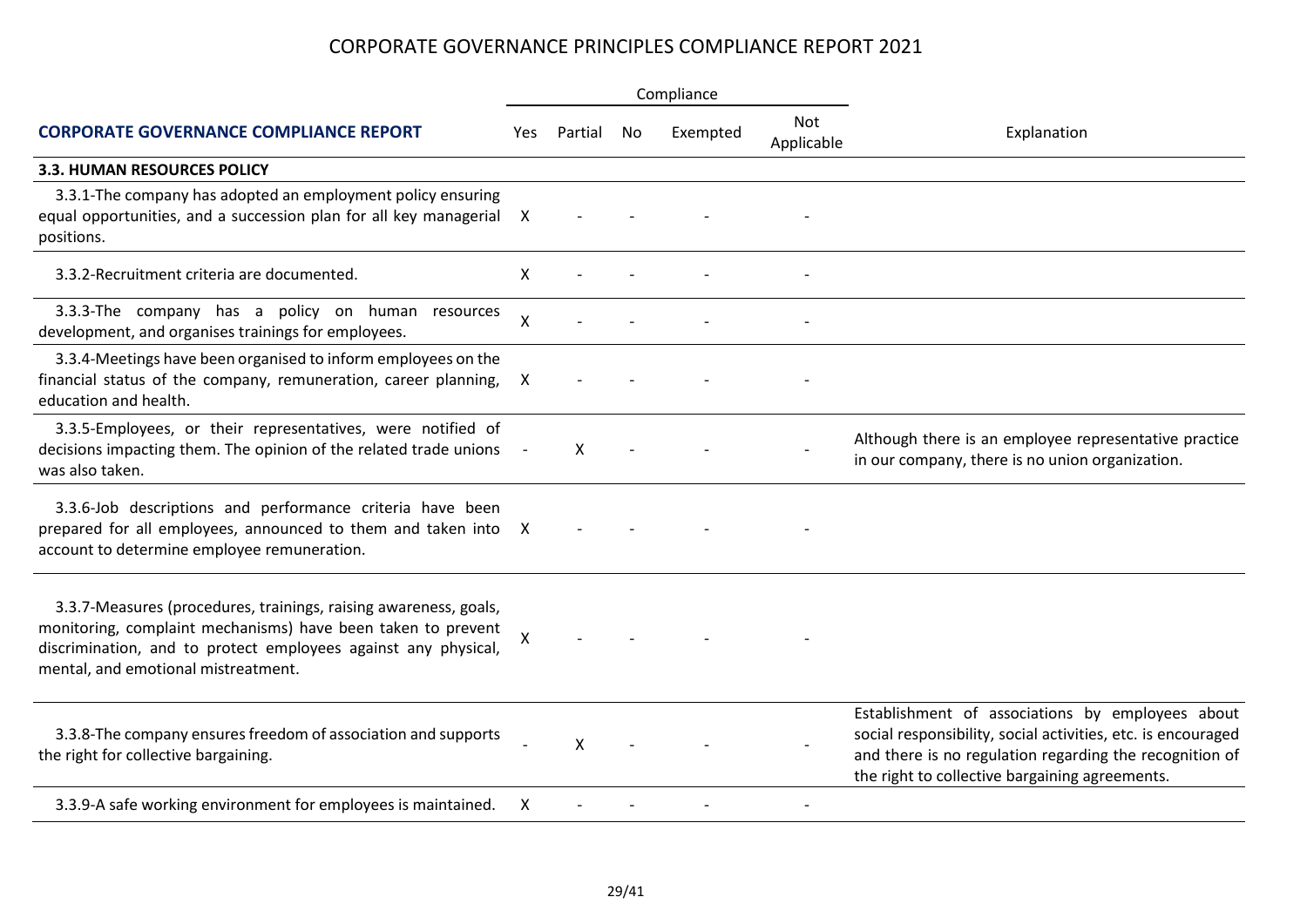# CORPORATE GOVERNANCE PRINCIPLES COMPLIANCE REPORT 2021

| CORPORATE GOVERNANCE COMPLIANCE REPORT | Compliance | | | | | Explanation |
|---|---|---|---|---|---|---|
| | Yes | Partial | No | Exempted | Not Applicable | |
| **3.3. HUMAN RESOURCES POLICY** | | | | | | |
| 3.3.1-The company has adopted an employment policy ensuring equal opportunities, and a succession plan for all key managerial positions. | X | - | - | - | - | |
| 3.3.2-Recruitment criteria are documented. | X | - | - | - | - | |
| 3.3.3-The company has a policy on human resources development, and organises trainings for employees. | X | - | - | - | - | |
| 3.3.4-Meetings have been organised to inform employees on the financial status of the company, remuneration, career planning, education and health. | X | - | - | - | - | |
| 3.3.5-Employees, or their representatives, were notified of decisions impacting them. The opinion of the related trade unions was also taken. | - | X | - | - | - | Although there is an employee representative practice in our company, there is no union organization. |
| 3.3.6-Job descriptions and performance criteria have been prepared for all employees, announced to them and taken into account to determine employee remuneration. | X | - | - | - | - | |
| 3.3.7-Measures (procedures, trainings, raising awareness, goals, monitoring, complaint mechanisms) have been taken to prevent discrimination, and to protect employees against any physical, mental, and emotional mistreatment. | X | - | - | - | - | |
| 3.3.8-The company ensures freedom of association and supports the right for collective bargaining. | - | X | - | - | - | Establishment of associations by employees about social responsibility, social activities, etc. is encouraged and there is no regulation regarding the recognition of the right to collective bargaining agreements. |
| 3.3.9-A safe working environment for employees is maintained. | X | - | - | - | - | |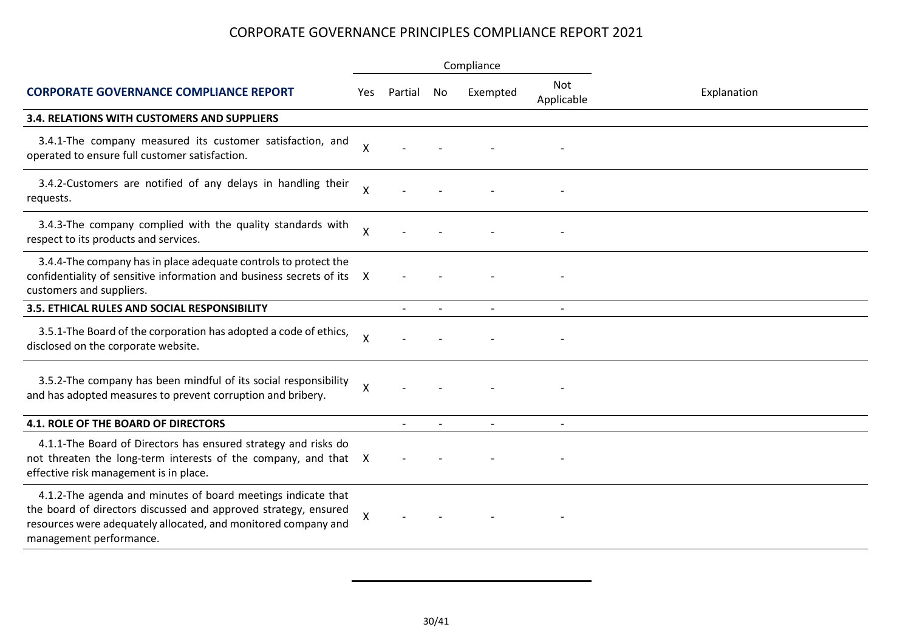# CORPORATE GOVERNANCE PRINCIPLES COMPLIANCE REPORT 2021

| CORPORATE GOVERNANCE COMPLIANCE REPORT | Compliance | | | | | Explanation |
|---|---|---|---|---|---|---|
| | Yes | Partial | No | Exempted | Not Applicable | |
| **3.4. RELATIONS WITH CUSTOMERS AND SUPPLIERS** | | | | | | |
| 3.4.1-The company measured its customer satisfaction, and operated to ensure full customer satisfaction. | X | - | - | - | - | |
| 3.4.2-Customers are notified of any delays in handling their requests. | X | - | - | - | - | |
| 3.4.3-The company complied with the quality standards with respect to its products and services. | X | - | - | - | - | |
| 3.4.4-The company has in place adequate controls to protect the confidentiality of sensitive information and business secrets of its customers and suppliers. | X | - | - | - | - | |
| **3.5. ETHICAL RULES AND SOCIAL RESPONSIBILITY** | | - | - | - | - | |
| 3.5.1-The Board of the corporation has adopted a code of ethics, disclosed on the corporate website. | X | - | - | - | - | |
| 3.5.2-The company has been mindful of its social responsibility and has adopted measures to prevent corruption and bribery. | X | - | - | - | - | |
| **4.1. ROLE OF THE BOARD OF DIRECTORS** | | - | - | - | - | |
| 4.1.1-The Board of Directors has ensured strategy and risks do not threaten the long-term interests of the company, and that effective risk management is in place. | X | - | - | - | - | |
| 4.1.2-The agenda and minutes of board meetings indicate that the board of directors discussed and approved strategy, ensured resources were adequately allocated, and monitored company and management performance. | X | - | - | - | - | |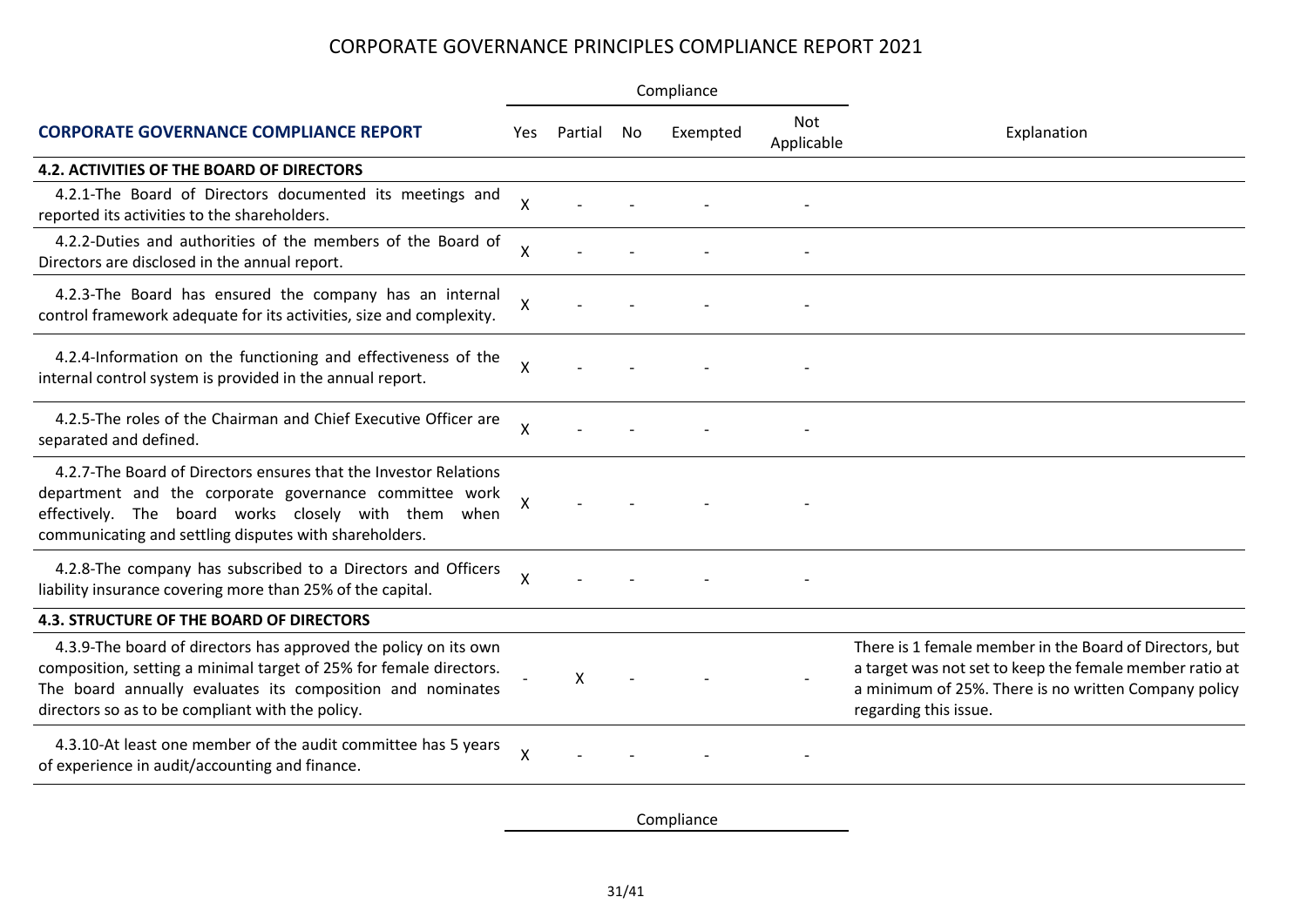# CORPORATE GOVERNANCE PRINCIPLES COMPLIANCE REPORT 2021

| CORPORATE GOVERNANCE COMPLIANCE REPORT | Compliance | | | | | Explanation |
|---|---|---|---|---|---|---|
| | Yes | Partial | No | Exempted | Not Applicable | |
| **4.2. ACTIVITIES OF THE BOARD OF DIRECTORS** | | | | | | |
| 4.2.1-The Board of Directors documented its meetings and reported its activities to the shareholders. | X | - | - | - | - | |
| 4.2.2-Duties and authorities of the members of the Board of Directors are disclosed in the annual report. | X | - | - | - | - | |
| 4.2.3-The Board has ensured the company has an internal control framework adequate for its activities, size and complexity. | X | - | - | - | - | |
| 4.2.4-Information on the functioning and effectiveness of the internal control system is provided in the annual report. | X | - | - | - | - | |
| 4.2.5-The roles of the Chairman and Chief Executive Officer are separated and defined. | X | - | - | - | - | |
| 4.2.7-The Board of Directors ensures that the Investor Relations department and the corporate governance committee work effectively. The board works closely with them when communicating and settling disputes with shareholders. | X | - | - | - | - | |
| 4.2.8-The company has subscribed to a Directors and Officers liability insurance covering more than 25% of the capital. | X | - | - | - | - | |
| **4.3. STRUCTURE OF THE BOARD OF DIRECTORS** | | | | | | |
| 4.3.9-The board of directors has approved the policy on its own composition, setting a minimal target of 25% for female directors. The board annually evaluates its composition and nominates directors so as to be compliant with the policy. | - | X | - | - | - | There is 1 female member in the Board of Directors, but a target was not set to keep the female member ratio at a minimum of 25%. There is no written Company policy regarding this issue. |
| 4.3.10-At least one member of the audit committee has 5 years of experience in audit/accounting and finance. | X | - | - | - | - | |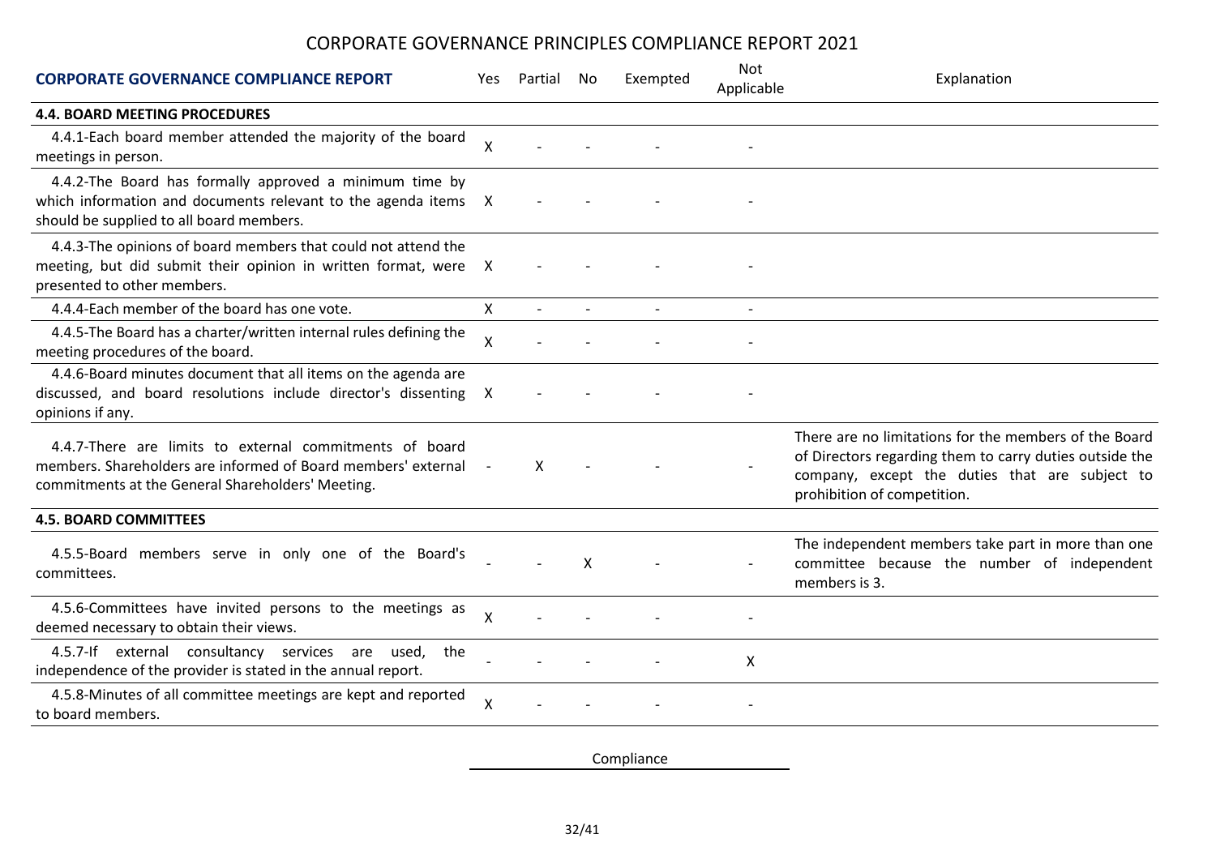# CORPORATE GOVERNANCE PRINCIPLES COMPLIANCE REPORT 2021

| CORPORATE GOVERNANCE COMPLIANCE REPORT | Yes | Partial | No | Exempted | Not Applicable | Explanation |
|---|---|---|---|---|---|---|
| **4.4. BOARD MEETING PROCEDURES** | | | | | | |
| 4.4.1-Each board member attended the majority of the board meetings in person. | X | - | - | - | - | |
| 4.4.2-The Board has formally approved a minimum time by which information and documents relevant to the agenda items should be supplied to all board members. | X | - | - | - | - | |
| 4.4.3-The opinions of board members that could not attend the meeting, but did submit their opinion in written format, were presented to other members. | X | - | - | - | - | |
| 4.4.4-Each member of the board has one vote. | X | - | - | - | - | |
| 4.4.5-The Board has a charter/written internal rules defining the meeting procedures of the board. | X | - | - | - | - | |
| 4.4.6-Board minutes document that all items on the agenda are discussed, and board resolutions include director's dissenting opinions if any. | X | - | - | - | - | |
| 4.4.7-There are limits to external commitments of board members. Shareholders are informed of Board members' external commitments at the General Shareholders' Meeting. | - | X | - | - | - | There are no limitations for the members of the Board of Directors regarding them to carry duties outside the company, except the duties that are subject to prohibition of competition. |
| **4.5. BOARD COMMITTEES** | | | | | | |
| 4.5.5-Board members serve in only one of the Board's committees. | - | - | X | - | - | The independent members take part in more than one committee because the number of independent members is 3. |
| 4.5.6-Committees have invited persons to the meetings as deemed necessary to obtain their views. | X | - | - | - | - | |
| 4.5.7-If external consultancy services are used, the independence of the provider is stated in the annual report. | - | - | - | - | X | |
| 4.5.8-Minutes of all committee meetings are kept and reported to board members. | X | - | - | - | - | |

Compliance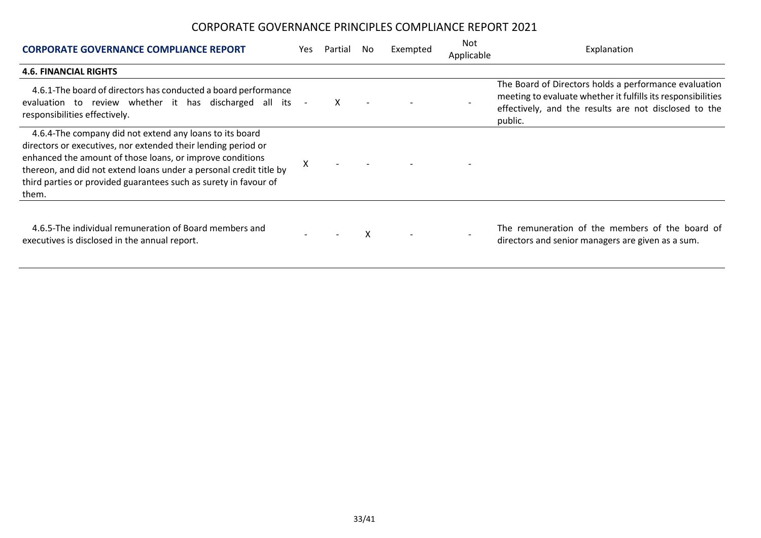# CORPORATE GOVERNANCE PRINCIPLES COMPLIANCE REPORT 2021

| CORPORATE GOVERNANCE COMPLIANCE REPORT | Yes | Partial | No | Exempted | Not Applicable | Explanation |
|---|---|---|---|---|---|---|
| **4.6. FINANCIAL RIGHTS** | | | | | | |
| 4.6.1-The board of directors has conducted a board performance evaluation to review whether it has discharged all its responsibilities effectively. | - | X | - | - | - | The Board of Directors holds a performance evaluation meeting to evaluate whether it fulfills its responsibilities effectively, and the results are not disclosed to the public. |
| 4.6.4-The company did not extend any loans to its board directors or executives, nor extended their lending period or enhanced the amount of those loans, or improve conditions thereon, and did not extend loans under a personal credit title by third parties or provided guarantees such as surety in favour of them. | X | - | - | - | - | |
| 4.6.5-The individual remuneration of Board members and executives is disclosed in the annual report. | - | - | X | - | - | The remuneration of the members of the board of directors and senior managers are given as a sum. |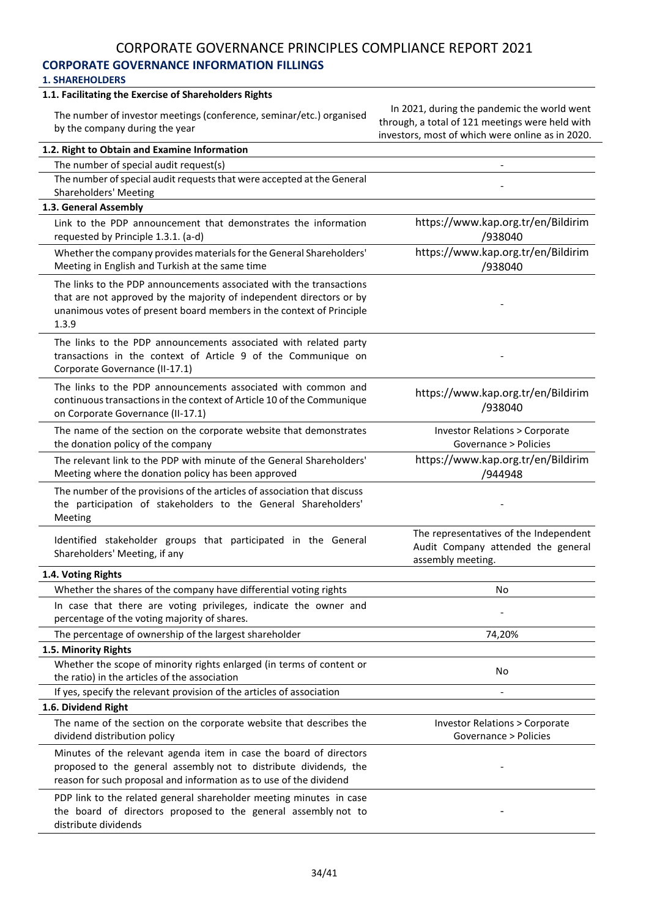# CORPORATE GOVERNANCE PRINCIPLES COMPLIANCE REPORT 2021

## CORPORATE GOVERNANCE INFORMATION FILLINGS

### 1. SHAREHOLDERS

| 1.1. Facilitating the Exercise of Shareholders Rights | |
|---|---|
| The number of investor meetings (conference, seminar/etc.) organised by the company during the year | In 2021, during the pandemic the world went through, a total of 121 meetings were held with investors, most of which were online as in 2020. |
| **1.2. Right to Obtain and Examine Information** | |
| The number of special audit request(s) | - |
| The number of special audit requests that were accepted at the General Shareholders' Meeting | - |
| **1.3. General Assembly** | |
| Link to the PDP announcement that demonstrates the information requested by Principle 1.3.1. (a-d) | https://www.kap.org.tr/en/Bildirim/938040 |
| Whether the company provides materials for the General Shareholders' Meeting in English and Turkish at the same time | https://www.kap.org.tr/en/Bildirim/938040 |
| The links to the PDP announcements associated with the transactions that are not approved by the majority of independent directors or by unanimous votes of present board members in the context of Principle 1.3.9 | - |
| The links to the PDP announcements associated with related party transactions in the context of Article 9 of the Communique on Corporate Governance (II-17.1) | - |
| The links to the PDP announcements associated with common and continuous transactions in the context of Article 10 of the Communique on Corporate Governance (II-17.1) | https://www.kap.org.tr/en/Bildirim/938040 |
| The name of the section on the corporate website that demonstrates the donation policy of the company | Investor Relations > Corporate Governance > Policies |
| The relevant link to the PDP with minute of the General Shareholders' Meeting where the donation policy has been approved | https://www.kap.org.tr/en/Bildirim/944948 |
| The number of the provisions of the articles of association that discuss the participation of stakeholders to the General Shareholders' Meeting | - |
| Identified stakeholder groups that participated in the General Shareholders' Meeting, if any | The representatives of the Independent Audit Company attended the general assembly meeting. |
| **1.4. Voting Rights** | |
| Whether the shares of the company have differential voting rights | No |
| In case that there are voting privileges, indicate the owner and percentage of the voting majority of shares. | - |
| The percentage of ownership of the largest shareholder | 74,20% |
| **1.5. Minority Rights** | |
| Whether the scope of minority rights enlarged (in terms of content or the ratio) in the articles of the association | No |
| If yes, specify the relevant provision of the articles of association | - |
| **1.6. Dividend Right** | |
| The name of the section on the corporate website that describes the dividend distribution policy | Investor Relations > Corporate Governance > Policies |
| Minutes of the relevant agenda item in case the board of directors proposed to the general assembly not to distribute dividends, the reason for such proposal and information as to use of the dividend | - |
| PDP link to the related general shareholder meeting minutes in case the board of directors proposed to the general assembly not to distribute dividends | - |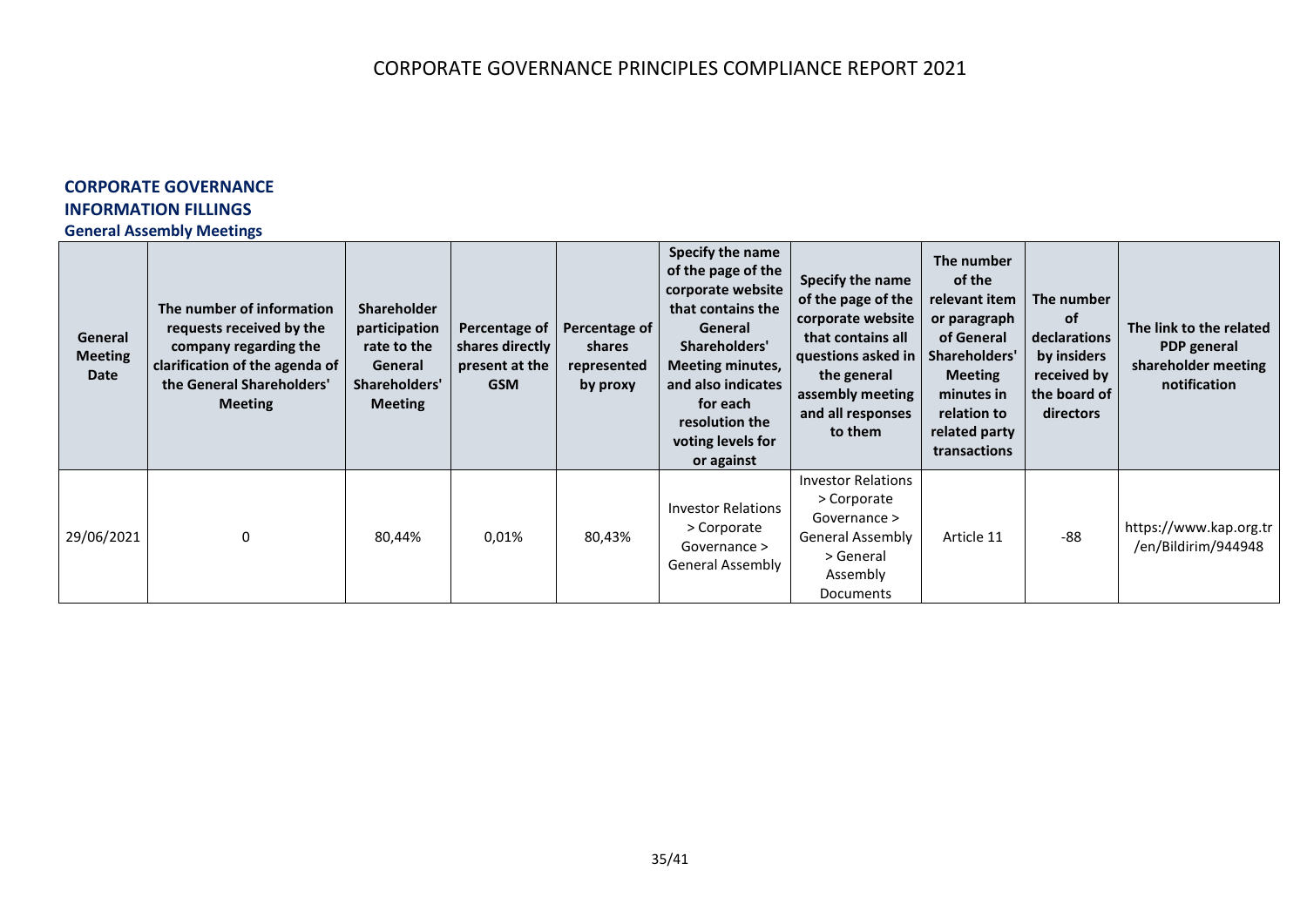# CORPORATE GOVERNANCE PRINCIPLES COMPLIANCE REPORT 2021

## CORPORATE GOVERNANCE INFORMATION FILLINGS

### General Assembly Meetings

| General Meeting Date | The number of information requests received by the company regarding the clarification of the agenda of the General Shareholders' Meeting | Shareholder participation rate to the General Shareholders' Meeting | Percentage of shares directly present at the GSM | Percentage of shares represented by proxy | Specify the name of the page of the corporate website that contains the General Shareholders' Meeting minutes, and also indicates for each resolution the voting levels for or against | Specify the name of the page of the corporate website that contains all questions asked in the general assembly meeting and all responses to them | The number of the relevant item or paragraph of General Shareholders' Meeting minutes in relation to related party transactions | The number of declarations by insiders received by the board of directors | The link to the related PDP general shareholder meeting notification |
|---|---|---|---|---|---|---|---|---|---|
| 29/06/2021 | 0 | 80,44% | 0,01% | 80,43% | Investor Relations > Corporate Governance > General Assembly | Investor Relations > Corporate Governance > General Assembly > General Assembly Documents | Article 11 | -88 | https://www.kap.org.tr/en/Bildirim/944948 |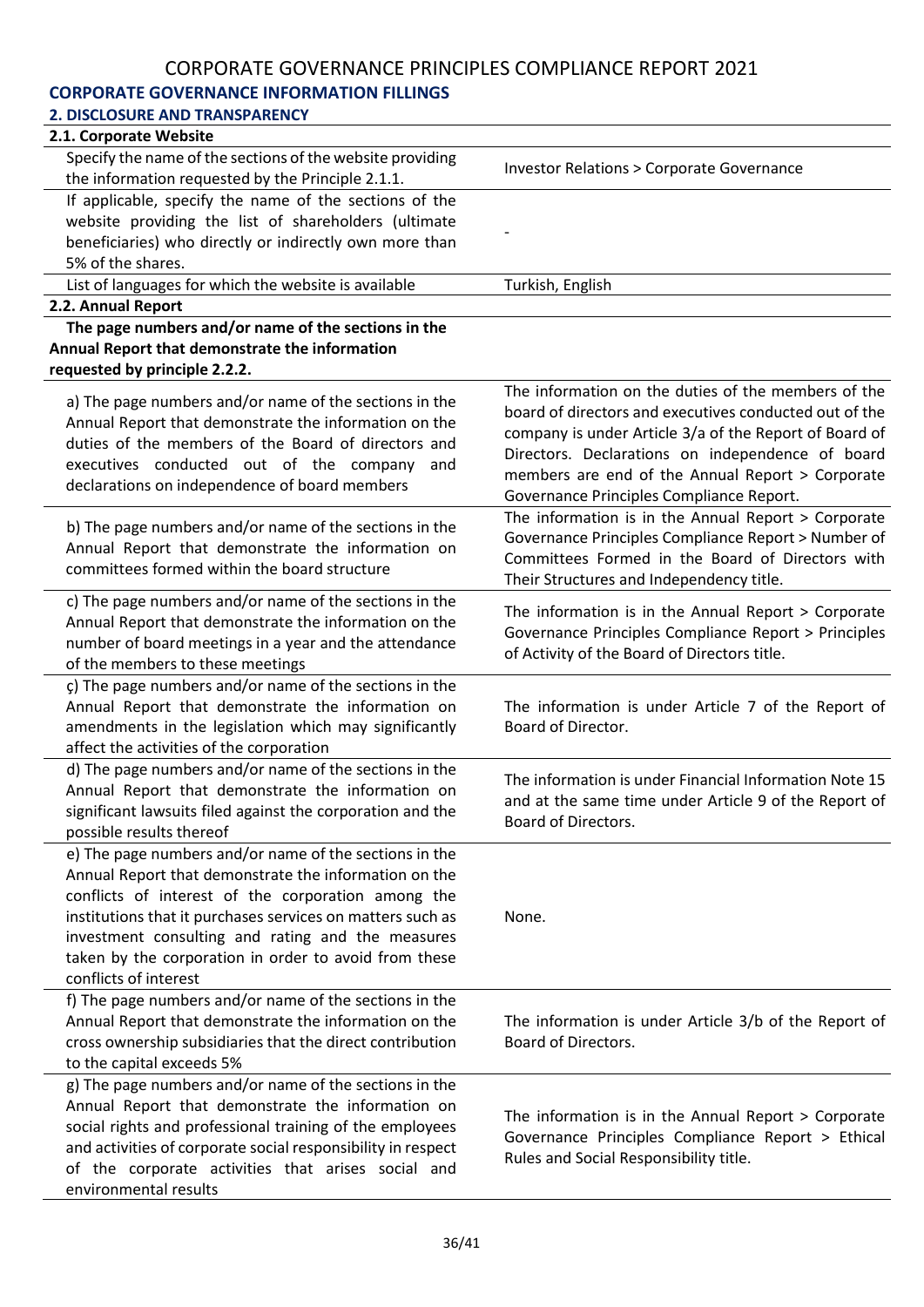# CORPORATE GOVERNANCE PRINCIPLES COMPLIANCE REPORT 2021

## CORPORATE GOVERNANCE INFORMATION FILLINGS

### 2. DISCLOSURE AND TRANSPARENCY

| 2.1. Corporate Website | |
|---|---|
| Specify the name of the sections of the website providing the information requested by the Principle 2.1.1. | Investor Relations > Corporate Governance |
| If applicable, specify the name of the sections of the website providing the list of shareholders (ultimate beneficiaries) who directly or indirectly own more than 5% of the shares. | - |
| List of languages for which the website is available | Turkish, English |
| **2.2. Annual Report** | |
| **The page numbers and/or name of the sections in the Annual Report that demonstrate the information requested by principle 2.2.2.** | |
| a) The page numbers and/or name of the sections in the Annual Report that demonstrate the information on the duties of the members of the Board of directors and executives conducted out of the company and declarations on independence of board members | The information on the duties of the members of the board of directors and executives conducted out of the company is under Article 3/a of the Report of Board of Directors. Declarations on independence of board members are end of the Annual Report > Corporate Governance Principles Compliance Report. |
| b) The page numbers and/or name of the sections in the Annual Report that demonstrate the information on committees formed within the board structure | The information is in the Annual Report > Corporate Governance Principles Compliance Report > Number of Committees Formed in the Board of Directors with Their Structures and Independency title. |
| c) The page numbers and/or name of the sections in the Annual Report that demonstrate the information on the number of board meetings in a year and the attendance of the members to these meetings | The information is in the Annual Report > Corporate Governance Principles Compliance Report > Principles of Activity of the Board of Directors title. |
| ç) The page numbers and/or name of the sections in the Annual Report that demonstrate the information on amendments in the legislation which may significantly affect the activities of the corporation | The information is under Article 7 of the Report of Board of Director. |
| d) The page numbers and/or name of the sections in the Annual Report that demonstrate the information on significant lawsuits filed against the corporation and the possible results thereof | The information is under Financial Information Note 15 and at the same time under Article 9 of the Report of Board of Directors. |
| e) The page numbers and/or name of the sections in the Annual Report that demonstrate the information on the conflicts of interest of the corporation among the institutions that it purchases services on matters such as investment consulting and rating and the measures taken by the corporation in order to avoid from these conflicts of interest | None. |
| f) The page numbers and/or name of the sections in the Annual Report that demonstrate the information on the cross ownership subsidiaries that the direct contribution to the capital exceeds 5% | The information is under Article 3/b of the Report of Board of Directors. |
| g) The page numbers and/or name of the sections in the Annual Report that demonstrate the information on social rights and professional training of the employees and activities of corporate social responsibility in respect of the corporate activities that arises social and environmental results | The information is in the Annual Report > Corporate Governance Principles Compliance Report > Ethical Rules and Social Responsibility title. |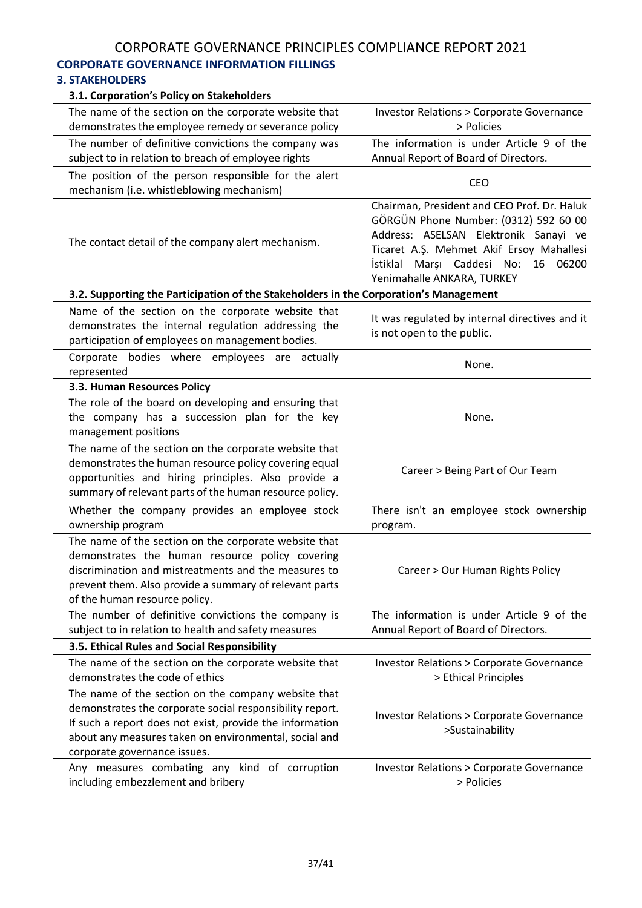# CORPORATE GOVERNANCE PRINCIPLES COMPLIANCE REPORT 2021

## CORPORATE GOVERNANCE INFORMATION FILLINGS

### 3. STAKEHOLDERS

| **3.1. Corporation's Policy on Stakeholders** | |
|---|---|
| The name of the section on the corporate website that demonstrates the employee remedy or severance policy | Investor Relations > Corporate Governance > Policies |
| The number of definitive convictions the company was subject to in relation to breach of employee rights | The information is under Article 9 of the Annual Report of Board of Directors. |
| The position of the person responsible for the alert mechanism (i.e. whistleblowing mechanism) | CEO |
| The contact detail of the company alert mechanism. | Chairman, President and CEO Prof. Dr. Haluk GÖRGÜN Phone Number: (0312) 592 60 00 Address: ASELSAN Elektronik Sanayi ve Ticaret A.Ş. Mehmet Akif Ersoy Mahallesi İstiklal Marşı Caddesi No: 16 06200 Yenimahalle ANKARA, TURKEY |
| **3.2. Supporting the Participation of the Stakeholders in the Corporation's Management** | |
| Name of the section on the corporate website that demonstrates the internal regulation addressing the participation of employees on management bodies. | It was regulated by internal directives and it is not open to the public. |
| Corporate bodies where employees are actually represented | None. |
| **3.3. Human Resources Policy** | |
| The role of the board on developing and ensuring that the company has a succession plan for the key management positions | None. |
| The name of the section on the corporate website that demonstrates the human resource policy covering equal opportunities and hiring principles. Also provide a summary of relevant parts of the human resource policy. | Career > Being Part of Our Team |
| Whether the company provides an employee stock ownership program | There isn't an employee stock ownership program. |
| The name of the section on the corporate website that demonstrates the human resource policy covering discrimination and mistreatments and the measures to prevent them. Also provide a summary of relevant parts of the human resource policy. | Career > Our Human Rights Policy |
| The number of definitive convictions the company is subject to in relation to health and safety measures | The information is under Article 9 of the Annual Report of Board of Directors. |
| **3.5. Ethical Rules and Social Responsibility** | |
| The name of the section on the corporate website that demonstrates the code of ethics | Investor Relations > Corporate Governance > Ethical Principles |
| The name of the section on the company website that demonstrates the corporate social responsibility report. If such a report does not exist, provide the information about any measures taken on environmental, social and corporate governance issues. | Investor Relations > Corporate Governance >Sustainability |
| Any measures combating any kind of corruption including embezzlement and bribery | Investor Relations > Corporate Governance > Policies |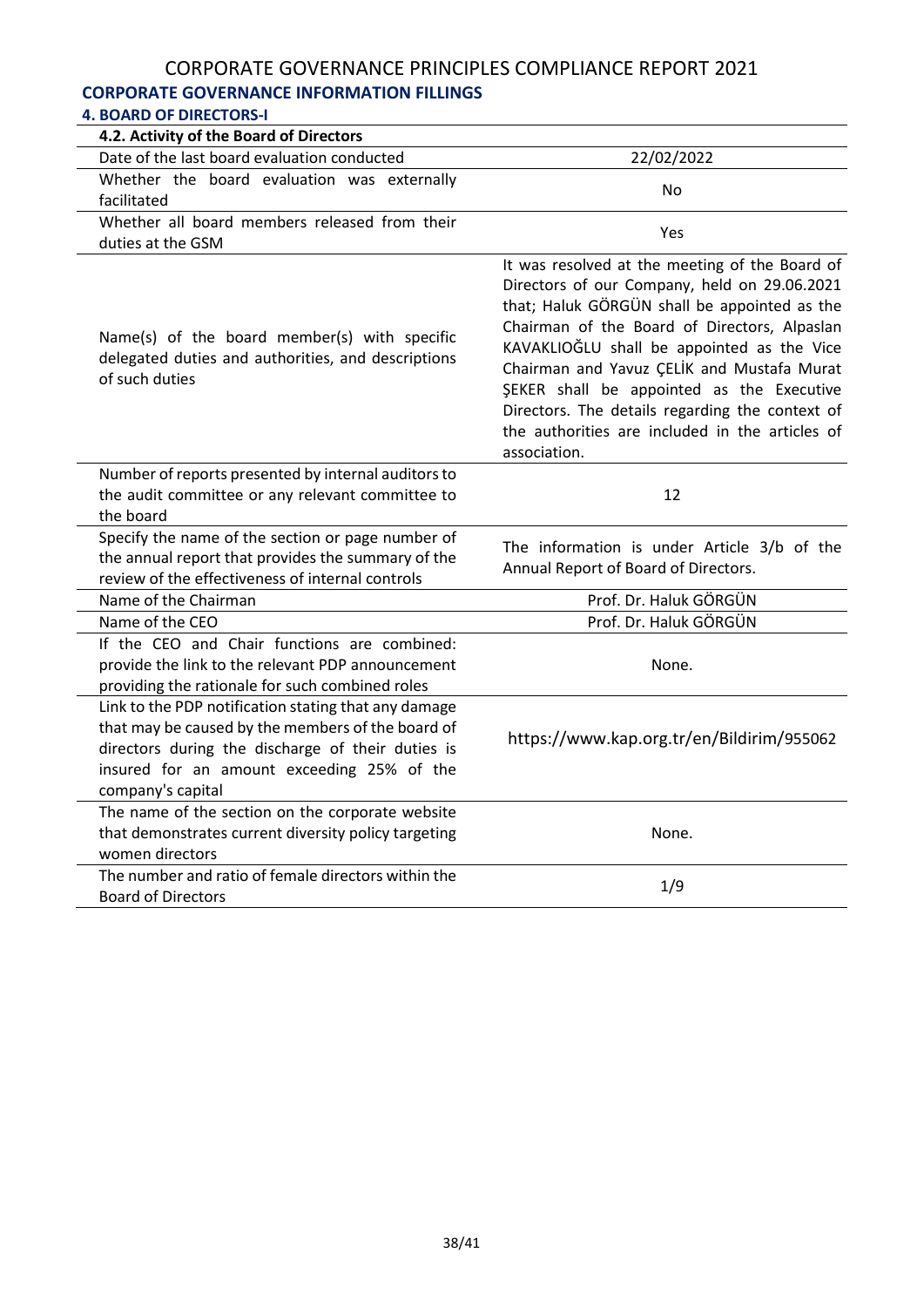# CORPORATE GOVERNANCE PRINCIPLES COMPLIANCE REPORT 2021

## CORPORATE GOVERNANCE INFORMATION FILLINGS

### 4. BOARD OF DIRECTORS-I

| 4.2. Activity of the Board of Directors | |
|---|---|
| Date of the last board evaluation conducted | 22/02/2022 |
| Whether the board evaluation was externally facilitated | No |
| Whether all board members released from their duties at the GSM | Yes |
| Name(s) of the board member(s) with specific delegated duties and authorities, and descriptions of such duties | It was resolved at the meeting of the Board of Directors of our Company, held on 29.06.2021 that; Haluk GÖRGÜN shall be appointed as the Chairman of the Board of Directors, Alpaslan KAVAKLIOĞLU shall be appointed as the Vice Chairman and Yavuz ÇELİK and Mustafa Murat ŞEKER shall be appointed as the Executive Directors. The details regarding the context of the authorities are included in the articles of association. |
| Number of reports presented by internal auditors to the audit committee or any relevant committee to the board | 12 |
| Specify the name of the section or page number of the annual report that provides the summary of the review of the effectiveness of internal controls | The information is under Article 3/b of the Annual Report of Board of Directors. |
| Name of the Chairman | Prof. Dr. Haluk GÖRGÜN |
| Name of the CEO | Prof. Dr. Haluk GÖRGÜN |
| If the CEO and Chair functions are combined: provide the link to the relevant PDP announcement providing the rationale for such combined roles | None. |
| Link to the PDP notification stating that any damage that may be caused by the members of the board of directors during the discharge of their duties is insured for an amount exceeding 25% of the company's capital | https://www.kap.org.tr/en/Bildirim/955062 |
| The name of the section on the corporate website that demonstrates current diversity policy targeting women directors | None. |
| The number and ratio of female directors within the Board of Directors | 1/9 |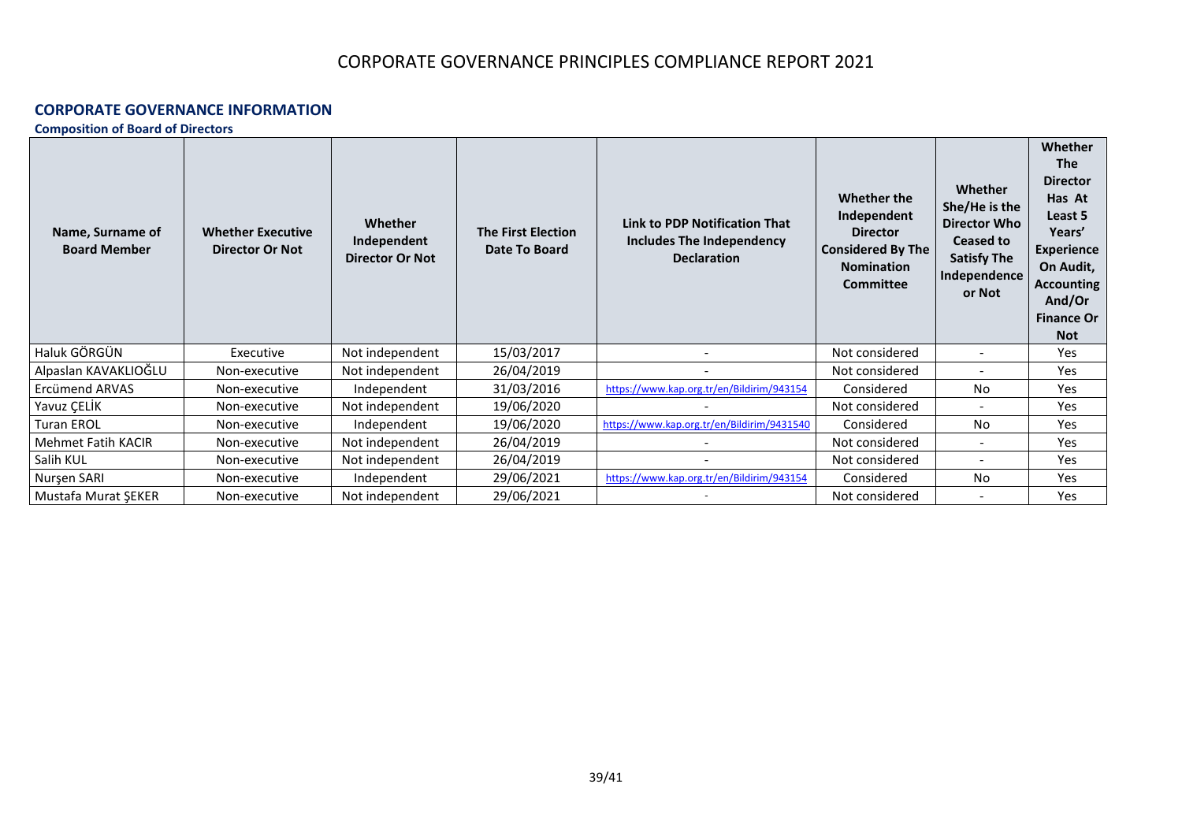# CORPORATE GOVERNANCE PRINCIPLES COMPLIANCE REPORT 2021

## CORPORATE GOVERNANCE INFORMATION

### Composition of Board of Directors

| Name, Surname of Board Member | Whether Executive Director Or Not | Whether Independent Director Or Not | The First Election Date To Board | Link to PDP Notification That Includes The Independency Declaration | Whether the Independent Director Considered By The Nomination Committee | Whether She/He is the Director Who Ceased to Satisfy The Independence or Not | Whether The Director Has At Least 5 Years' Experience On Audit, Accounting And/Or Finance Or Not |
|---|---|---|---|---|---|---|---|
| Haluk GÖRGÜN | Executive | Not independent | 15/03/2017 | - | Not considered | - | Yes |
| Alpaslan KAVAKLIOĞLU | Non-executive | Not independent | 26/04/2019 | - | Not considered | - | Yes |
| Ercümend ARVAS | Non-executive | Independent | 31/03/2016 | https://www.kap.org.tr/en/Bildirim/943154 | Considered | No | Yes |
| Yavuz ÇELİK | Non-executive | Not independent | 19/06/2020 | - | Not considered | - | Yes |
| Turan EROL | Non-executive | Independent | 19/06/2020 | https://www.kap.org.tr/en/Bildirim/9431540 | Considered | No | Yes |
| Mehmet Fatih KACIR | Non-executive | Not independent | 26/04/2019 | - | Not considered | - | Yes |
| Salih KUL | Non-executive | Not independent | 26/04/2019 | - | Not considered | - | Yes |
| Nurşen SARI | Non-executive | Independent | 29/06/2021 | https://www.kap.org.tr/en/Bildirim/943154 | Considered | No | Yes |
| Mustafa Murat ŞEKER | Non-executive | Not independent | 29/06/2021 | - | Not considered | - | Yes |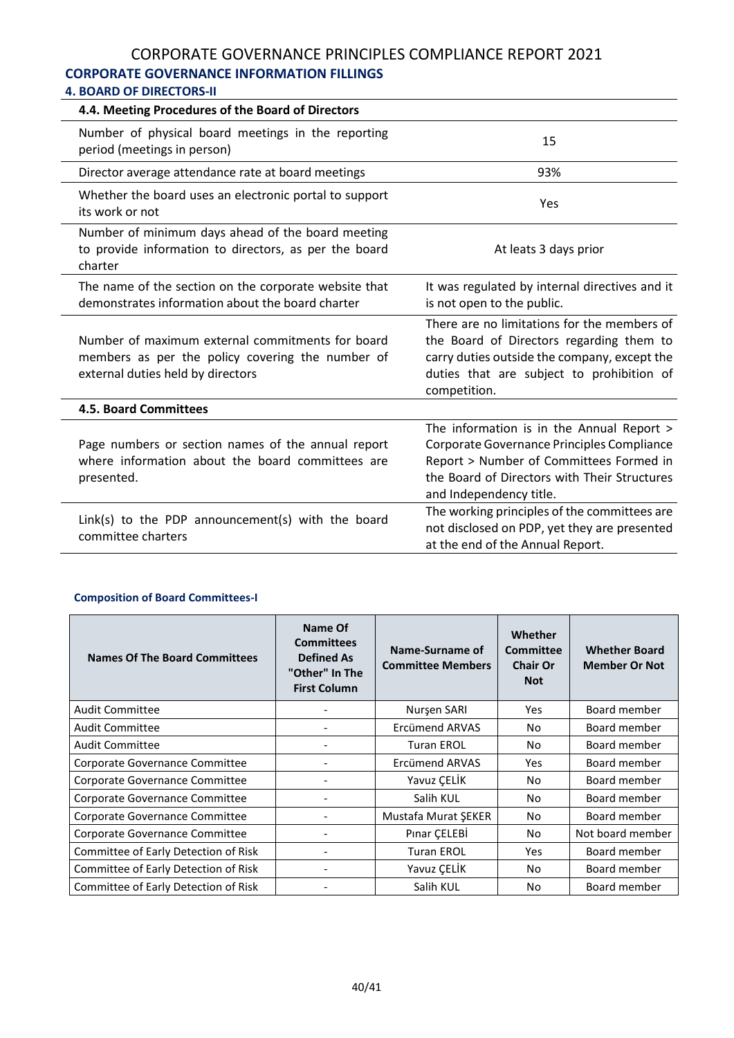# CORPORATE GOVERNANCE PRINCIPLES COMPLIANCE REPORT 2021

## CORPORATE GOVERNANCE INFORMATION FILLINGS

### 4. BOARD OF DIRECTORS-II

| **4.4. Meeting Procedures of the Board of Directors** | |
|---|---|
| Number of physical board meetings in the reporting period (meetings in person) | 15 |
| Director average attendance rate at board meetings | 93% |
| Whether the board uses an electronic portal to support its work or not | Yes |
| Number of minimum days ahead of the board meeting to provide information to directors, as per the board charter | At leats 3 days prior |
| The name of the section on the corporate website that demonstrates information about the board charter | It was regulated by internal directives and it is not open to the public. |
| Number of maximum external commitments for board members as per the policy covering the number of external duties held by directors | There are no limitations for the members of the Board of Directors regarding them to carry duties outside the company, except the duties that are subject to prohibition of competition. |
| **4.5. Board Committees** | |
| Page numbers or section names of the annual report where information about the board committees are presented. | The information is in the Annual Report > Corporate Governance Principles Compliance Report > Number of Committees Formed in the Board of Directors with Their Structures and Independency title. |
| Link(s) to the PDP announcement(s) with the board committee charters | The working principles of the committees are not disclosed on PDP, yet they are presented at the end of the Annual Report. |

#### Composition of Board Committees-I

| Names Of The Board Committees | Name Of Committees Defined As "Other" In The First Column | Name-Surname of Committee Members | Whether Committee Chair Or Not | Whether Board Member Or Not |
|---|---|---|---|---|
| Audit Committee | - | Nurşen SARI | Yes | Board member |
| Audit Committee | - | Ercümend ARVAS | No | Board member |
| Audit Committee | - | Turan EROL | No | Board member |
| Corporate Governance Committee | - | Ercümend ARVAS | Yes | Board member |
| Corporate Governance Committee | - | Yavuz ÇELİK | No | Board member |
| Corporate Governance Committee | - | Salih KUL | No | Board member |
| Corporate Governance Committee | - | Mustafa Murat ŞEKER | No | Board member |
| Corporate Governance Committee | - | Pınar ÇELEBİ | No | Not board member |
| Committee of Early Detection of Risk | - | Turan EROL | Yes | Board member |
| Committee of Early Detection of Risk | - | Yavuz ÇELİK | No | Board member |
| Committee of Early Detection of Risk | - | Salih KUL | No | Board member |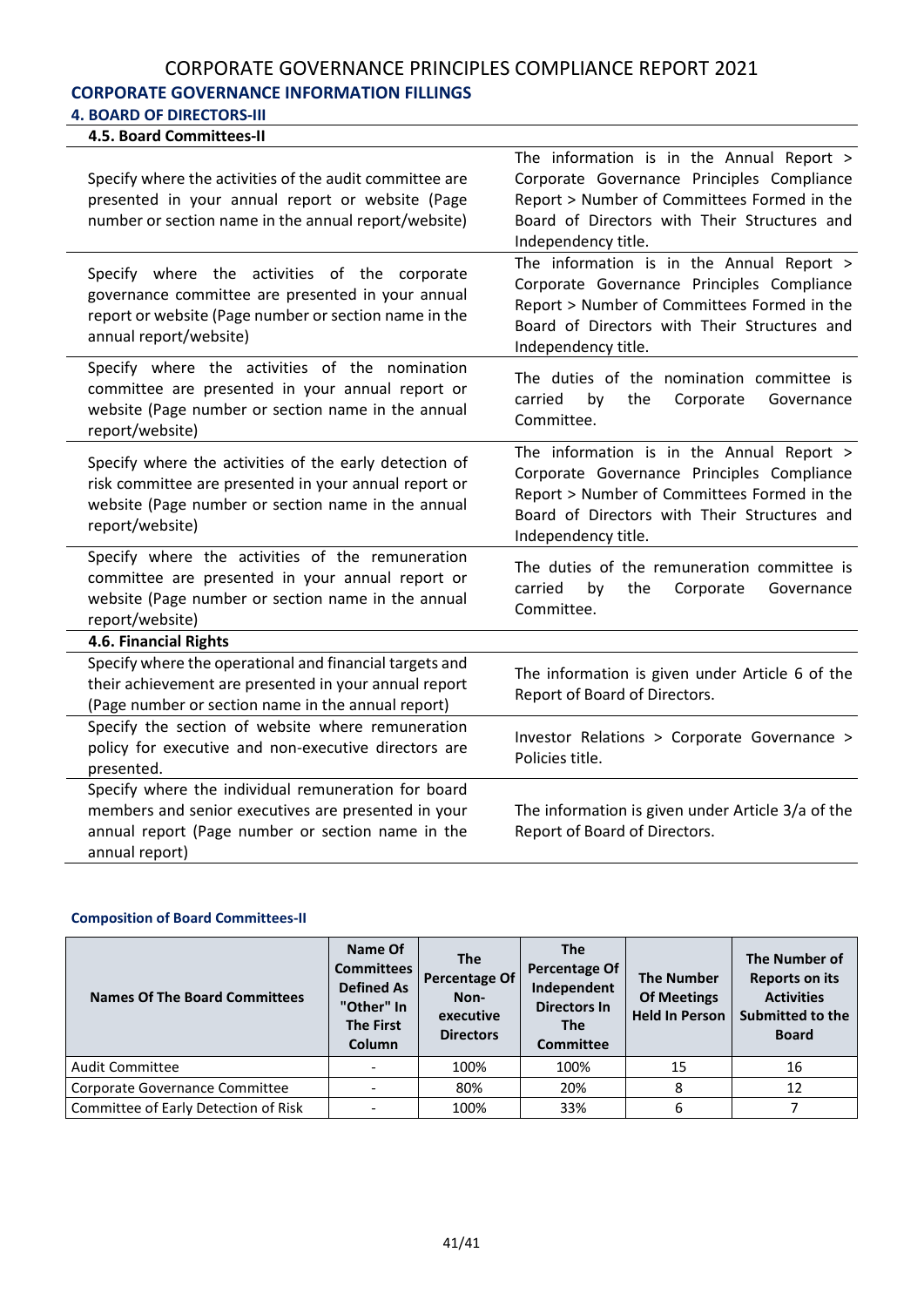# CORPORATE GOVERNANCE PRINCIPLES COMPLIANCE REPORT 2021

## CORPORATE GOVERNANCE INFORMATION FILLINGS

### 4. BOARD OF DIRECTORS-III

| 4.5. Board Committees-II | |
|---|---|
| Specify where the activities of the audit committee are presented in your annual report or website (Page number or section name in the annual report/website) | The information is in the Annual Report > Corporate Governance Principles Compliance Report > Number of Committees Formed in the Board of Directors with Their Structures and Independency title. |
| Specify where the activities of the corporate governance committee are presented in your annual report or website (Page number or section name in the annual report/website) | The information is in the Annual Report > Corporate Governance Principles Compliance Report > Number of Committees Formed in the Board of Directors with Their Structures and Independency title. |
| Specify where the activities of the nomination committee are presented in your annual report or website (Page number or section name in the annual report/website) | The duties of the nomination committee is carried by the Corporate Governance Committee. |
| Specify where the activities of the early detection of risk committee are presented in your annual report or website (Page number or section name in the annual report/website) | The information is in the Annual Report > Corporate Governance Principles Compliance Report > Number of Committees Formed in the Board of Directors with Their Structures and Independency title. |
| Specify where the activities of the remuneration committee are presented in your annual report or website (Page number or section name in the annual report/website) | The duties of the remuneration committee is carried by the Corporate Governance Committee. |
| **4.6. Financial Rights** | |
| Specify where the operational and financial targets and their achievement are presented in your annual report (Page number or section name in the annual report) | The information is given under Article 6 of the Report of Board of Directors. |
| Specify the section of website where remuneration policy for executive and non-executive directors are presented. | Investor Relations > Corporate Governance > Policies title. |
| Specify where the individual remuneration for board members and senior executives are presented in your annual report (Page number or section name in the annual report) | The information is given under Article 3/a of the Report of Board of Directors. |

#### Composition of Board Committees-II

| Names Of The Board Committees | Name Of Committees Defined As "Other" In The First Column | The Percentage Of Non-executive Directors | The Percentage Of Independent Directors In The Committee | The Number Of Meetings Held In Person | The Number of Reports on its Activities Submitted to the Board |
|---|---|---|---|---|---|
| Audit Committee | - | 100% | 100% | 15 | 16 |
| Corporate Governance Committee | - | 80% | 20% | 8 | 12 |
| Committee of Early Detection of Risk | - | 100% | 33% | 6 | 7 |